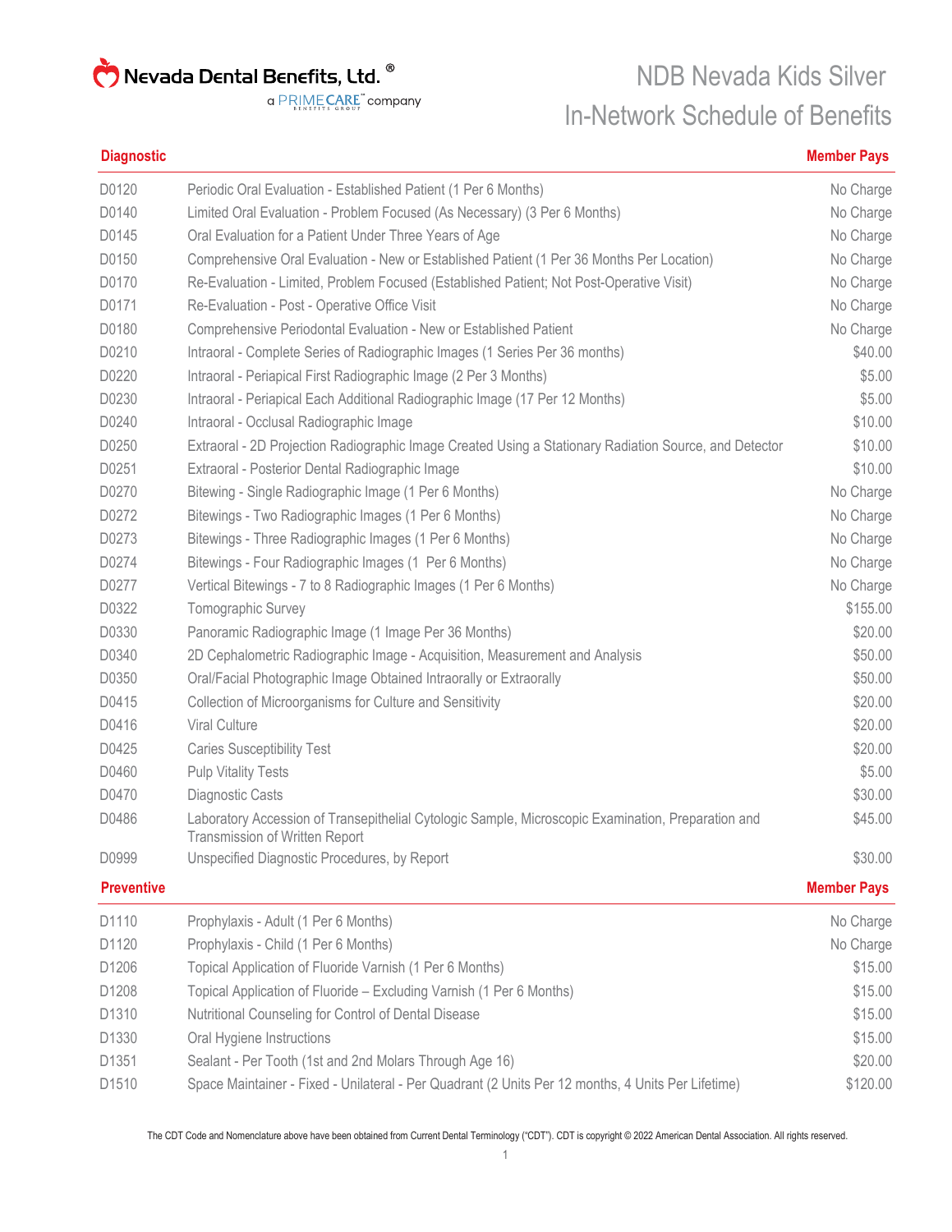# Nevada Dental Benefits, Ltd.®

a PRIMECARE™ company

# NDB Nevada Kids Silver In-Network Schedule of Benefits

| Diagnostic | | Member Pays |
|---|---|---|
| D0120 | Periodic Oral Evaluation - Established Patient (1 Per 6 Months) | No Charge |
| D0140 | Limited Oral Evaluation - Problem Focused (As Necessary) (3 Per 6 Months) | No Charge |
| D0145 | Oral Evaluation for a Patient Under Three Years of Age | No Charge |
| D0150 | Comprehensive Oral Evaluation - New or Established Patient (1 Per 36 Months Per Location) | No Charge |
| D0170 | Re-Evaluation - Limited, Problem Focused (Established Patient; Not Post-Operative Visit) | No Charge |
| D0171 | Re-Evaluation - Post - Operative Office Visit | No Charge |
| D0180 | Comprehensive Periodontal Evaluation - New or Established Patient | No Charge |
| D0210 | Intraoral - Complete Series of Radiographic Images (1 Series Per 36 months) | $40.00 |
| D0220 | Intraoral - Periapical First Radiographic Image (2 Per 3 Months) | $5.00 |
| D0230 | Intraoral - Periapical Each Additional Radiographic Image (17 Per 12 Months) | $5.00 |
| D0240 | Intraoral - Occlusal Radiographic Image | $10.00 |
| D0250 | Extraoral - 2D Projection Radiographic Image Created Using a Stationary Radiation Source, and Detector | $10.00 |
| D0251 | Extraoral - Posterior Dental Radiographic Image | $10.00 |
| D0270 | Bitewing - Single Radiographic Image (1 Per 6 Months) | No Charge |
| D0272 | Bitewings - Two Radiographic Images (1 Per 6 Months) | No Charge |
| D0273 | Bitewings - Three Radiographic Images (1 Per 6 Months) | No Charge |
| D0274 | Bitewings - Four Radiographic Images (1 Per 6 Months) | No Charge |
| D0277 | Vertical Bitewings - 7 to 8 Radiographic Images (1 Per 6 Months) | No Charge |
| D0322 | Tomographic Survey | $155.00 |
| D0330 | Panoramic Radiographic Image (1 Image Per 36 Months) | $20.00 |
| D0340 | 2D Cephalometric Radiographic Image - Acquisition, Measurement and Analysis | $50.00 |
| D0350 | Oral/Facial Photographic Image Obtained Intraorally or Extraorally | $50.00 |
| D0415 | Collection of Microorganisms for Culture and Sensitivity | $20.00 |
| D0416 | Viral Culture | $20.00 |
| D0425 | Caries Susceptibility Test | $20.00 |
| D0460 | Pulp Vitality Tests | $5.00 |
| D0470 | Diagnostic Casts | $30.00 |
| D0486 | Laboratory Accession of Transepithelial Cytologic Sample, Microscopic Examination, Preparation and Transmission of Written Report | $45.00 |
| D0999 | Unspecified Diagnostic Procedures, by Report | $30.00 |

| Preventive | | Member Pays |
|---|---|---|
| D1110 | Prophylaxis - Adult (1 Per 6 Months) | No Charge |
| D1120 | Prophylaxis - Child (1 Per 6 Months) | No Charge |
| D1206 | Topical Application of Fluoride Varnish (1 Per 6 Months) | $15.00 |
| D1208 | Topical Application of Fluoride – Excluding Varnish (1 Per 6 Months) | $15.00 |
| D1310 | Nutritional Counseling for Control of Dental Disease | $15.00 |
| D1330 | Oral Hygiene Instructions | $15.00 |
| D1351 | Sealant - Per Tooth (1st and 2nd Molars Through Age 16) | $20.00 |
| D1510 | Space Maintainer - Fixed - Unilateral - Per Quadrant (2 Units Per 12 months, 4 Units Per Lifetime) | $120.00 |

The CDT Code and Nomenclature above have been obtained from Current Dental Terminology ("CDT"). CDT is copyright © 2022 American Dental Association. All rights reserved.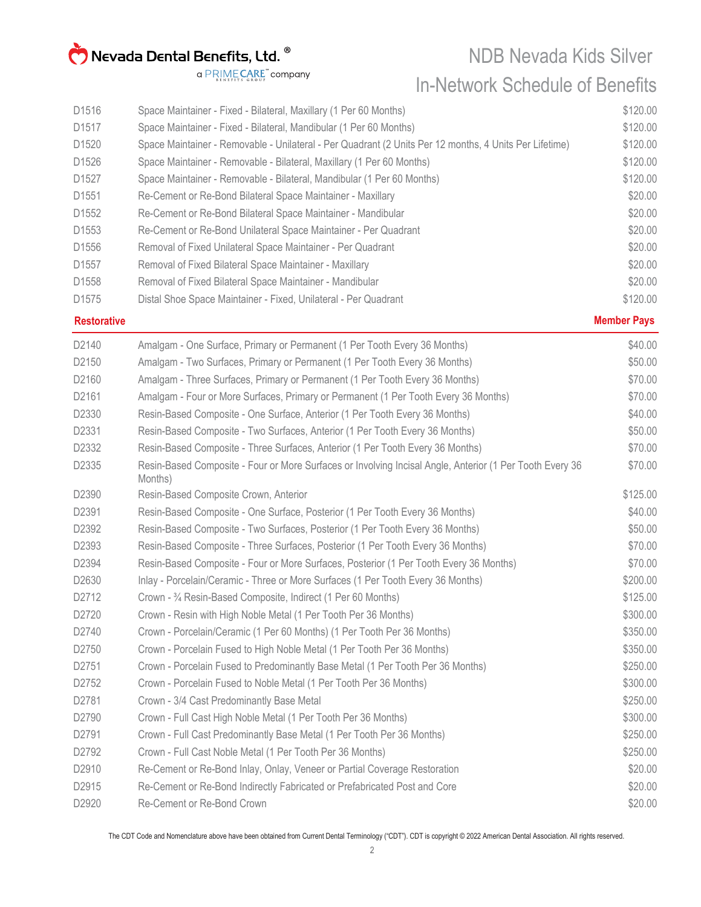| | | |
|---|---|---|
| D1516 | Space Maintainer - Fixed - Bilateral, Maxillary (1 Per 60 Months) | $120.00 |
| D1517 | Space Maintainer - Fixed - Bilateral, Mandibular (1 Per 60 Months) | $120.00 |
| D1520 | Space Maintainer - Removable - Unilateral - Per Quadrant (2 Units Per 12 months, 4 Units Per Lifetime) | $120.00 |
| D1526 | Space Maintainer - Removable - Bilateral, Maxillary (1 Per 60 Months) | $120.00 |
| D1527 | Space Maintainer - Removable - Bilateral, Mandibular (1 Per 60 Months) | $120.00 |
| D1551 | Re-Cement or Re-Bond Bilateral Space Maintainer - Maxillary | $20.00 |
| D1552 | Re-Cement or Re-Bond Bilateral Space Maintainer - Mandibular | $20.00 |
| D1553 | Re-Cement or Re-Bond Unilateral Space Maintainer - Per Quadrant | $20.00 |
| D1556 | Removal of Fixed Unilateral Space Maintainer - Per Quadrant | $20.00 |
| D1557 | Removal of Fixed Bilateral Space Maintainer - Maxillary | $20.00 |
| D1558 | Removal of Fixed Bilateral Space Maintainer - Mandibular | $20.00 |
| D1575 | Distal Shoe Space Maintainer - Fixed, Unilateral - Per Quadrant | $120.00 |

| **Restorative** | | **Member Pays** |
|---|---|---|
| D2140 | Amalgam - One Surface, Primary or Permanent (1 Per Tooth Every 36 Months) | $40.00 |
| D2150 | Amalgam - Two Surfaces, Primary or Permanent (1 Per Tooth Every 36 Months) | $50.00 |
| D2160 | Amalgam - Three Surfaces, Primary or Permanent (1 Per Tooth Every 36 Months) | $70.00 |
| D2161 | Amalgam - Four or More Surfaces, Primary or Permanent (1 Per Tooth Every 36 Months) | $70.00 |
| D2330 | Resin-Based Composite - One Surface, Anterior (1 Per Tooth Every 36 Months) | $40.00 |
| D2331 | Resin-Based Composite - Two Surfaces, Anterior (1 Per Tooth Every 36 Months) | $50.00 |
| D2332 | Resin-Based Composite - Three Surfaces, Anterior (1 Per Tooth Every 36 Months) | $70.00 |
| D2335 | Resin-Based Composite - Four or More Surfaces or Involving Incisal Angle, Anterior (1 Per Tooth Every 36 Months) | $70.00 |
| D2390 | Resin-Based Composite Crown, Anterior | $125.00 |
| D2391 | Resin-Based Composite - One Surface, Posterior (1 Per Tooth Every 36 Months) | $40.00 |
| D2392 | Resin-Based Composite - Two Surfaces, Posterior (1 Per Tooth Every 36 Months) | $50.00 |
| D2393 | Resin-Based Composite - Three Surfaces, Posterior (1 Per Tooth Every 36 Months) | $70.00 |
| D2394 | Resin-Based Composite - Four or More Surfaces, Posterior (1 Per Tooth Every 36 Months) | $70.00 |
| D2630 | Inlay - Porcelain/Ceramic - Three or More Surfaces (1 Per Tooth Every 36 Months) | $200.00 |
| D2712 | Crown - ¾ Resin-Based Composite, Indirect (1 Per 60 Months) | $125.00 |
| D2720 | Crown - Resin with High Noble Metal (1 Per Tooth Per 36 Months) | $300.00 |
| D2740 | Crown - Porcelain/Ceramic (1 Per 60 Months) (1 Per Tooth Per 36 Months) | $350.00 |
| D2750 | Crown - Porcelain Fused to High Noble Metal (1 Per Tooth Per 36 Months) | $350.00 |
| D2751 | Crown - Porcelain Fused to Predominantly Base Metal (1 Per Tooth Per 36 Months) | $250.00 |
| D2752 | Crown - Porcelain Fused to Noble Metal (1 Per Tooth Per 36 Months) | $300.00 |
| D2781 | Crown - 3/4 Cast Predominantly Base Metal | $250.00 |
| D2790 | Crown - Full Cast High Noble Metal (1 Per Tooth Per 36 Months) | $300.00 |
| D2791 | Crown - Full Cast Predominantly Base Metal (1 Per Tooth Per 36 Months) | $250.00 |
| D2792 | Crown - Full Cast Noble Metal (1 Per Tooth Per 36 Months) | $250.00 |
| D2910 | Re-Cement or Re-Bond Inlay, Onlay, Veneer or Partial Coverage Restoration | $20.00 |
| D2915 | Re-Cement or Re-Bond Indirectly Fabricated or Prefabricated Post and Core | $20.00 |
| D2920 | Re-Cement or Re-Bond Crown | $20.00 |

The CDT Code and Nomenclature above have been obtained from Current Dental Terminology ("CDT"). CDT is copyright © 2022 American Dental Association. All rights reserved.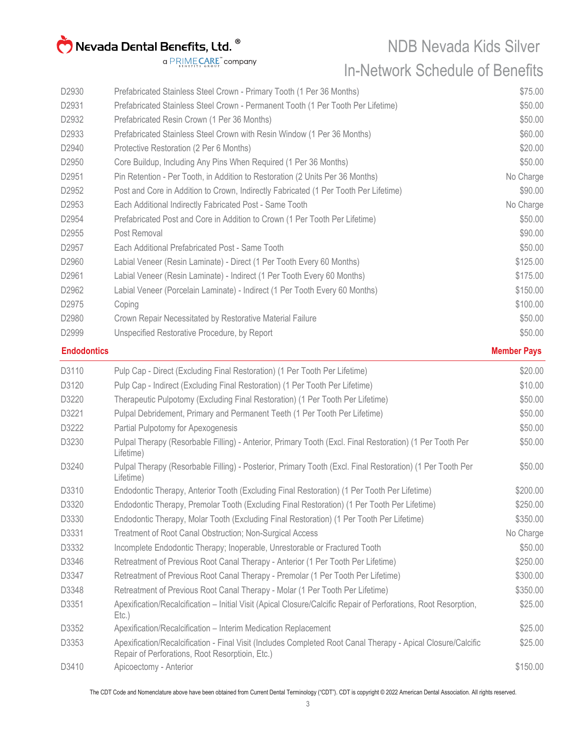| | | |
|---|---|---|
| D2930 | Prefabricated Stainless Steel Crown - Primary Tooth (1 Per 36 Months) | $75.00 |
| D2931 | Prefabricated Stainless Steel Crown - Permanent Tooth (1 Per Tooth Per Lifetime) | $50.00 |
| D2932 | Prefabricated Resin Crown (1 Per 36 Months) | $50.00 |
| D2933 | Prefabricated Stainless Steel Crown with Resin Window (1 Per 36 Months) | $60.00 |
| D2940 | Protective Restoration (2 Per 6 Months) | $20.00 |
| D2950 | Core Buildup, Including Any Pins When Required (1 Per 36 Months) | $50.00 |
| D2951 | Pin Retention - Per Tooth, in Addition to Restoration (2 Units Per 36 Months) | No Charge |
| D2952 | Post and Core in Addition to Crown, Indirectly Fabricated (1 Per Tooth Per Lifetime) | $90.00 |
| D2953 | Each Additional Indirectly Fabricated Post - Same Tooth | No Charge |
| D2954 | Prefabricated Post and Core in Addition to Crown (1 Per Tooth Per Lifetime) | $50.00 |
| D2955 | Post Removal | $90.00 |
| D2957 | Each Additional Prefabricated Post - Same Tooth | $50.00 |
| D2960 | Labial Veneer (Resin Laminate) - Direct (1 Per Tooth Every 60 Months) | $125.00 |
| D2961 | Labial Veneer (Resin Laminate) - Indirect (1 Per Tooth Every 60 Months) | $175.00 |
| D2962 | Labial Veneer (Porcelain Laminate) - Indirect (1 Per Tooth Every 60 Months) | $150.00 |
| D2975 | Coping | $100.00 |
| D2980 | Crown Repair Necessitated by Restorative Material Failure | $50.00 |
| D2999 | Unspecified Restorative Procedure, by Report | $50.00 |

| **Endodontics** | | **Member Pays** |
|---|---|---|
| D3110 | Pulp Cap - Direct (Excluding Final Restoration) (1 Per Tooth Per Lifetime) | $20.00 |
| D3120 | Pulp Cap - Indirect (Excluding Final Restoration) (1 Per Tooth Per Lifetime) | $10.00 |
| D3220 | Therapeutic Pulpotomy (Excluding Final Restoration) (1 Per Tooth Per Lifetime) | $50.00 |
| D3221 | Pulpal Debridement, Primary and Permanent Teeth (1 Per Tooth Per Lifetime) | $50.00 |
| D3222 | Partial Pulpotomy for Apexogenesis | $50.00 |
| D3230 | Pulpal Therapy (Resorbable Filling) - Anterior, Primary Tooth (Excl. Final Restoration) (1 Per Tooth Per Lifetime) | $50.00 |
| D3240 | Pulpal Therapy (Resorbable Filling) - Posterior, Primary Tooth (Excl. Final Restoration) (1 Per Tooth Per Lifetime) | $50.00 |
| D3310 | Endodontic Therapy, Anterior Tooth (Excluding Final Restoration) (1 Per Tooth Per Lifetime) | $200.00 |
| D3320 | Endodontic Therapy, Premolar Tooth (Excluding Final Restoration) (1 Per Tooth Per Lifetime) | $250.00 |
| D3330 | Endodontic Therapy, Molar Tooth (Excluding Final Restoration) (1 Per Tooth Per Lifetime) | $350.00 |
| D3331 | Treatment of Root Canal Obstruction; Non-Surgical Access | No Charge |
| D3332 | Incomplete Endodontic Therapy; Inoperable, Unrestorable or Fractured Tooth | $50.00 |
| D3346 | Retreatment of Previous Root Canal Therapy - Anterior (1 Per Tooth Per Lifetime) | $250.00 |
| D3347 | Retreatment of Previous Root Canal Therapy - Premolar (1 Per Tooth Per Lifetime) | $300.00 |
| D3348 | Retreatment of Previous Root Canal Therapy - Molar (1 Per Tooth Per Lifetime) | $350.00 |
| D3351 | Apexification/Recalcification – Initial Visit (Apical Closure/Calcific Repair of Perforations, Root Resorption, Etc.) | $25.00 |
| D3352 | Apexification/Recalcification – Interim Medication Replacement | $25.00 |
| D3353 | Apexification/Recalcification - Final Visit (Includes Completed Root Canal Therapy - Apical Closure/Calcific Repair of Perforations, Root Resorptioin, Etc.) | $25.00 |
| D3410 | Apicoectomy - Anterior | $150.00 |

The CDT Code and Nomenclature above have been obtained from Current Dental Terminology ("CDT"). CDT is copyright © 2022 American Dental Association. All rights reserved.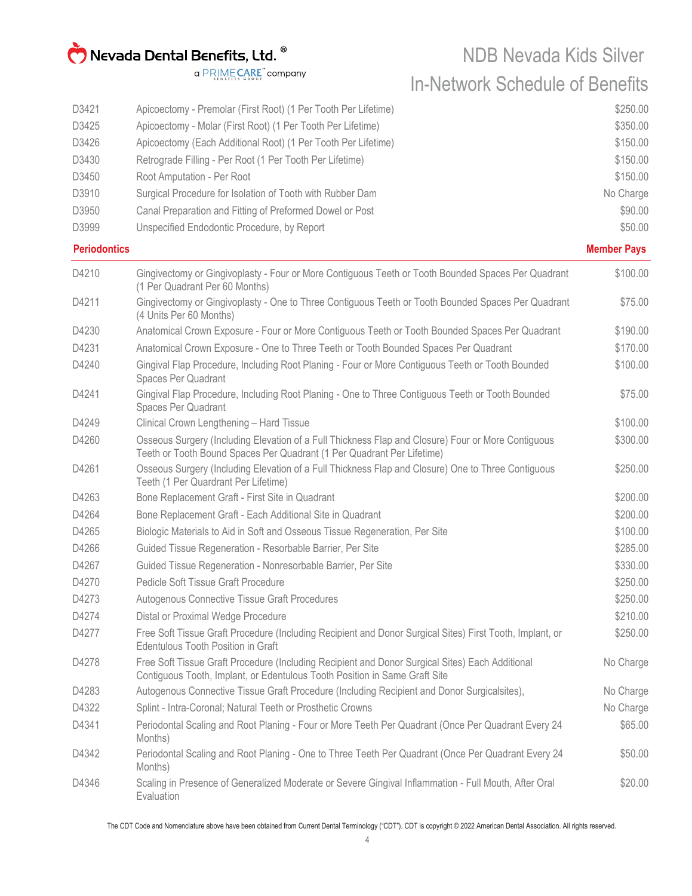| | | |
|---|---|---|
| D3421 | Apicoectomy - Premolar (First Root) (1 Per Tooth Per Lifetime) | $250.00 |
| D3425 | Apicoectomy - Molar (First Root) (1 Per Tooth Per Lifetime) | $350.00 |
| D3426 | Apicoectomy (Each Additional Root) (1 Per Tooth Per Lifetime) | $150.00 |
| D3430 | Retrograde Filling - Per Root (1 Per Tooth Per Lifetime) | $150.00 |
| D3450 | Root Amputation - Per Root | $150.00 |
| D3910 | Surgical Procedure for Isolation of Tooth with Rubber Dam | No Charge |
| D3950 | Canal Preparation and Fitting of Preformed Dowel or Post | $90.00 |
| D3999 | Unspecified Endodontic Procedure, by Report | $50.00 |

## Periodontics

| | | Member Pays |
|---|---|---|
| D4210 | Gingivectomy or Gingivoplasty - Four or More Contiguous Teeth or Tooth Bounded Spaces Per Quadrant (1 Per Quadrant Per 60 Months) | $100.00 |
| D4211 | Gingivectomy or Gingivoplasty - One to Three Contiguous Teeth or Tooth Bounded Spaces Per Quadrant (4 Units Per 60 Months) | $75.00 |
| D4230 | Anatomical Crown Exposure - Four or More Contiguous Teeth or Tooth Bounded Spaces Per Quadrant | $190.00 |
| D4231 | Anatomical Crown Exposure - One to Three Teeth or Tooth Bounded Spaces Per Quadrant | $170.00 |
| D4240 | Gingival Flap Procedure, Including Root Planing - Four or More Contiguous Teeth or Tooth Bounded Spaces Per Quadrant | $100.00 |
| D4241 | Gingival Flap Procedure, Including Root Planing - One to Three Contiguous Teeth or Tooth Bounded Spaces Per Quadrant | $75.00 |
| D4249 | Clinical Crown Lengthening – Hard Tissue | $100.00 |
| D4260 | Osseous Surgery (Including Elevation of a Full Thickness Flap and Closure) Four or More Contiguous Teeth or Tooth Bound Spaces Per Quadrant (1 Per Quadrant Per Lifetime) | $300.00 |
| D4261 | Osseous Surgery (Including Elevation of a Full Thickness Flap and Closure) One to Three Contiguous Teeth (1 Per Quardrant Per Lifetime) | $250.00 |
| D4263 | Bone Replacement Graft - First Site in Quadrant | $200.00 |
| D4264 | Bone Replacement Graft - Each Additional Site in Quadrant | $200.00 |
| D4265 | Biologic Materials to Aid in Soft and Osseous Tissue Regeneration, Per Site | $100.00 |
| D4266 | Guided Tissue Regeneration - Resorbable Barrier, Per Site | $285.00 |
| D4267 | Guided Tissue Regeneration - Nonresorbable Barrier, Per Site | $330.00 |
| D4270 | Pedicle Soft Tissue Graft Procedure | $250.00 |
| D4273 | Autogenous Connective Tissue Graft Procedures | $250.00 |
| D4274 | Distal or Proximal Wedge Procedure | $210.00 |
| D4277 | Free Soft Tissue Graft Procedure (Including Recipient and Donor Surgical Sites) First Tooth, Implant, or Edentulous Tooth Position in Graft | $250.00 |
| D4278 | Free Soft Tissue Graft Procedure (Including Recipient and Donor Surgical Sites) Each Additional Contiguous Tooth, Implant, or Edentulous Tooth Position in Same Graft Site | No Charge |
| D4283 | Autogenous Connective Tissue Graft Procedure (Including Recipient and Donor Surgicalsites), | No Charge |
| D4322 | Splint - Intra-Coronal; Natural Teeth or Prosthetic Crowns | No Charge |
| D4341 | Periodontal Scaling and Root Planing - Four or More Teeth Per Quadrant (Once Per Quadrant Every 24 Months) | $65.00 |
| D4342 | Periodontal Scaling and Root Planing - One to Three Teeth Per Quadrant (Once Per Quadrant Every 24 Months) | $50.00 |
| D4346 | Scaling in Presence of Generalized Moderate or Severe Gingival Inflammation - Full Mouth, After Oral Evaluation | $20.00 |

The CDT Code and Nomenclature above have been obtained from Current Dental Terminology ("CDT"). CDT is copyright © 2022 American Dental Association. All rights reserved.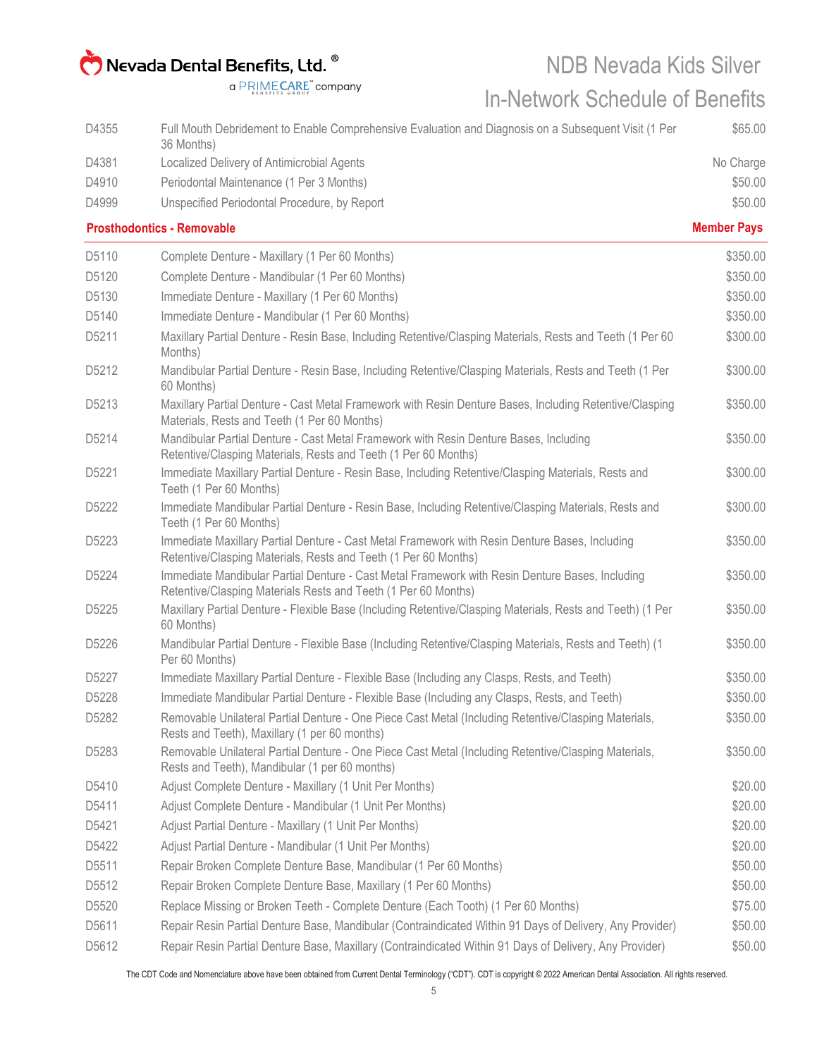| | | |
|---|---|---|
| D4355 | Full Mouth Debridement to Enable Comprehensive Evaluation and Diagnosis on a Subsequent Visit (1 Per 36 Months) | $65.00 |
| D4381 | Localized Delivery of Antimicrobial Agents | No Charge |
| D4910 | Periodontal Maintenance (1 Per 3 Months) | $50.00 |
| D4999 | Unspecified Periodontal Procedure, by Report | $50.00 |

| **Prosthodontics - Removable** | | **Member Pays** |
|---|---|---|
| D5110 | Complete Denture - Maxillary (1 Per 60 Months) | $350.00 |
| D5120 | Complete Denture - Mandibular (1 Per 60 Months) | $350.00 |
| D5130 | Immediate Denture - Maxillary (1 Per 60 Months) | $350.00 |
| D5140 | Immediate Denture - Mandibular (1 Per 60 Months) | $350.00 |
| D5211 | Maxillary Partial Denture - Resin Base, Including Retentive/Clasping Materials, Rests and Teeth (1 Per 60 Months) | $300.00 |
| D5212 | Mandibular Partial Denture - Resin Base, Including Retentive/Clasping Materials, Rests and Teeth (1 Per 60 Months) | $300.00 |
| D5213 | Maxillary Partial Denture - Cast Metal Framework with Resin Denture Bases, Including Retentive/Clasping Materials, Rests and Teeth (1 Per 60 Months) | $350.00 |
| D5214 | Mandibular Partial Denture - Cast Metal Framework with Resin Denture Bases, Including Retentive/Clasping Materials, Rests and Teeth (1 Per 60 Months) | $350.00 |
| D5221 | Immediate Maxillary Partial Denture - Resin Base, Including Retentive/Clasping Materials, Rests and Teeth (1 Per 60 Months) | $300.00 |
| D5222 | Immediate Mandibular Partial Denture - Resin Base, Including Retentive/Clasping Materials, Rests and Teeth (1 Per 60 Months) | $300.00 |
| D5223 | Immediate Maxillary Partial Denture - Cast Metal Framework with Resin Denture Bases, Including Retentive/Clasping Materials, Rests and Teeth (1 Per 60 Months) | $350.00 |
| D5224 | Immediate Mandibular Partial Denture - Cast Metal Framework with Resin Denture Bases, Including Retentive/Clasping Materials Rests and Teeth (1 Per 60 Months) | $350.00 |
| D5225 | Maxillary Partial Denture - Flexible Base (Including Retentive/Clasping Materials, Rests and Teeth) (1 Per 60 Months) | $350.00 |
| D5226 | Mandibular Partial Denture - Flexible Base (Including Retentive/Clasping Materials, Rests and Teeth) (1 Per 60 Months) | $350.00 |
| D5227 | Immediate Maxillary Partial Denture - Flexible Base (Including any Clasps, Rests, and Teeth) | $350.00 |
| D5228 | Immediate Mandibular Partial Denture - Flexible Base (Including any Clasps, Rests, and Teeth) | $350.00 |
| D5282 | Removable Unilateral Partial Denture - One Piece Cast Metal (Including Retentive/Clasping Materials, Rests and Teeth), Maxillary (1 per 60 months) | $350.00 |
| D5283 | Removable Unilateral Partial Denture - One Piece Cast Metal (Including Retentive/Clasping Materials, Rests and Teeth), Mandibular (1 per 60 months) | $350.00 |
| D5410 | Adjust Complete Denture - Maxillary (1 Unit Per Months) | $20.00 |
| D5411 | Adjust Complete Denture - Mandibular (1 Unit Per Months) | $20.00 |
| D5421 | Adjust Partial Denture - Maxillary (1 Unit Per Months) | $20.00 |
| D5422 | Adjust Partial Denture - Mandibular (1 Unit Per Months) | $20.00 |
| D5511 | Repair Broken Complete Denture Base, Mandibular (1 Per 60 Months) | $50.00 |
| D5512 | Repair Broken Complete Denture Base, Maxillary (1 Per 60 Months) | $50.00 |
| D5520 | Replace Missing or Broken Teeth - Complete Denture (Each Tooth) (1 Per 60 Months) | $75.00 |
| D5611 | Repair Resin Partial Denture Base, Mandibular (Contraindicated Within 91 Days of Delivery, Any Provider) | $50.00 |
| D5612 | Repair Resin Partial Denture Base, Maxillary (Contraindicated Within 91 Days of Delivery, Any Provider) | $50.00 |

The CDT Code and Nomenclature above have been obtained from Current Dental Terminology ("CDT"). CDT is copyright © 2022 American Dental Association. All rights reserved.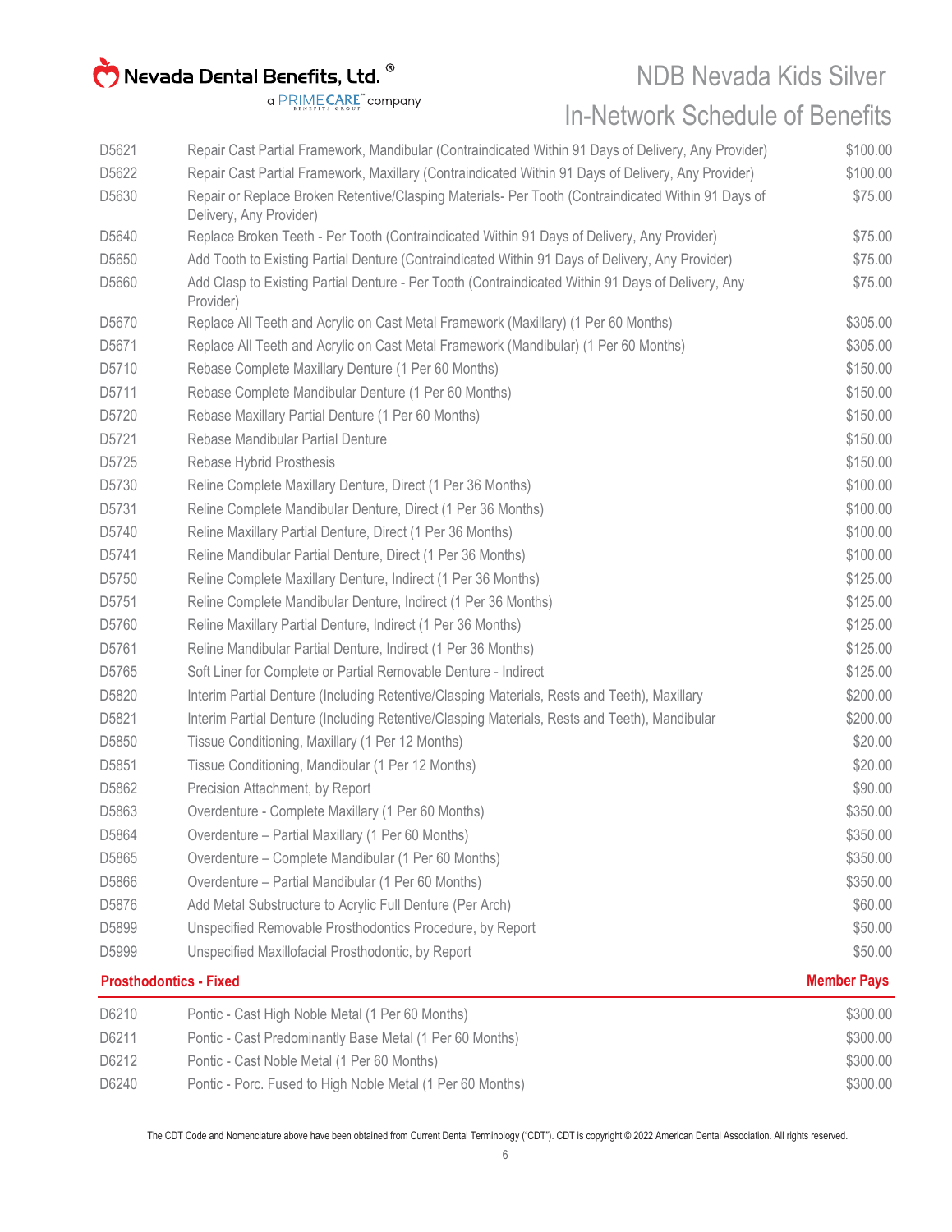| | | |
|---|---|---|
| D5621 | Repair Cast Partial Framework, Mandibular (Contraindicated Within 91 Days of Delivery, Any Provider) | $100.00 |
| D5622 | Repair Cast Partial Framework, Maxillary (Contraindicated Within 91 Days of Delivery, Any Provider) | $100.00 |
| D5630 | Repair or Replace Broken Retentive/Clasping Materials- Per Tooth (Contraindicated Within 91 Days of Delivery, Any Provider) | $75.00 |
| D5640 | Replace Broken Teeth - Per Tooth (Contraindicated Within 91 Days of Delivery, Any Provider) | $75.00 |
| D5650 | Add Tooth to Existing Partial Denture (Contraindicated Within 91 Days of Delivery, Any Provider) | $75.00 |
| D5660 | Add Clasp to Existing Partial Denture - Per Tooth (Contraindicated Within 91 Days of Delivery, Any Provider) | $75.00 |
| D5670 | Replace All Teeth and Acrylic on Cast Metal Framework (Maxillary) (1 Per 60 Months) | $305.00 |
| D5671 | Replace All Teeth and Acrylic on Cast Metal Framework (Mandibular) (1 Per 60 Months) | $305.00 |
| D5710 | Rebase Complete Maxillary Denture (1 Per 60 Months) | $150.00 |
| D5711 | Rebase Complete Mandibular Denture (1 Per 60 Months) | $150.00 |
| D5720 | Rebase Maxillary Partial Denture (1 Per 60 Months) | $150.00 |
| D5721 | Rebase Mandibular Partial Denture | $150.00 |
| D5725 | Rebase Hybrid Prosthesis | $150.00 |
| D5730 | Reline Complete Maxillary Denture, Direct (1 Per 36 Months) | $100.00 |
| D5731 | Reline Complete Mandibular Denture, Direct (1 Per 36 Months) | $100.00 |
| D5740 | Reline Maxillary Partial Denture, Direct (1 Per 36 Months) | $100.00 |
| D5741 | Reline Mandibular Partial Denture, Direct (1 Per 36 Months) | $100.00 |
| D5750 | Reline Complete Maxillary Denture, Indirect (1 Per 36 Months) | $125.00 |
| D5751 | Reline Complete Mandibular Denture, Indirect (1 Per 36 Months) | $125.00 |
| D5760 | Reline Maxillary Partial Denture, Indirect (1 Per 36 Months) | $125.00 |
| D5761 | Reline Mandibular Partial Denture, Indirect (1 Per 36 Months) | $125.00 |
| D5765 | Soft Liner for Complete or Partial Removable Denture - Indirect | $125.00 |
| D5820 | Interim Partial Denture (Including Retentive/Clasping Materials, Rests and Teeth), Maxillary | $200.00 |
| D5821 | Interim Partial Denture (Including Retentive/Clasping Materials, Rests and Teeth), Mandibular | $200.00 |
| D5850 | Tissue Conditioning, Maxillary (1 Per 12 Months) | $20.00 |
| D5851 | Tissue Conditioning, Mandibular (1 Per 12 Months) | $20.00 |
| D5862 | Precision Attachment, by Report | $90.00 |
| D5863 | Overdenture - Complete Maxillary (1 Per 60 Months) | $350.00 |
| D5864 | Overdenture – Partial Maxillary (1 Per 60 Months) | $350.00 |
| D5865 | Overdenture – Complete Mandibular (1 Per 60 Months) | $350.00 |
| D5866 | Overdenture – Partial Mandibular (1 Per 60 Months) | $350.00 |
| D5876 | Add Metal Substructure to Acrylic Full Denture (Per Arch) | $60.00 |
| D5899 | Unspecified Removable Prosthodontics Procedure, by Report | $50.00 |
| D5999 | Unspecified Maxillofacial Prosthodontic, by Report | $50.00 |

| **Prosthodontics - Fixed** | | **Member Pays** |
|---|---|---|
| D6210 | Pontic - Cast High Noble Metal (1 Per 60 Months) | $300.00 |
| D6211 | Pontic - Cast Predominantly Base Metal (1 Per 60 Months) | $300.00 |
| D6212 | Pontic - Cast Noble Metal (1 Per 60 Months) | $300.00 |
| D6240 | Pontic - Porc. Fused to High Noble Metal (1 Per 60 Months) | $300.00 |

The CDT Code and Nomenclature above have been obtained from Current Dental Terminology ("CDT"). CDT is copyright © 2022 American Dental Association. All rights reserved.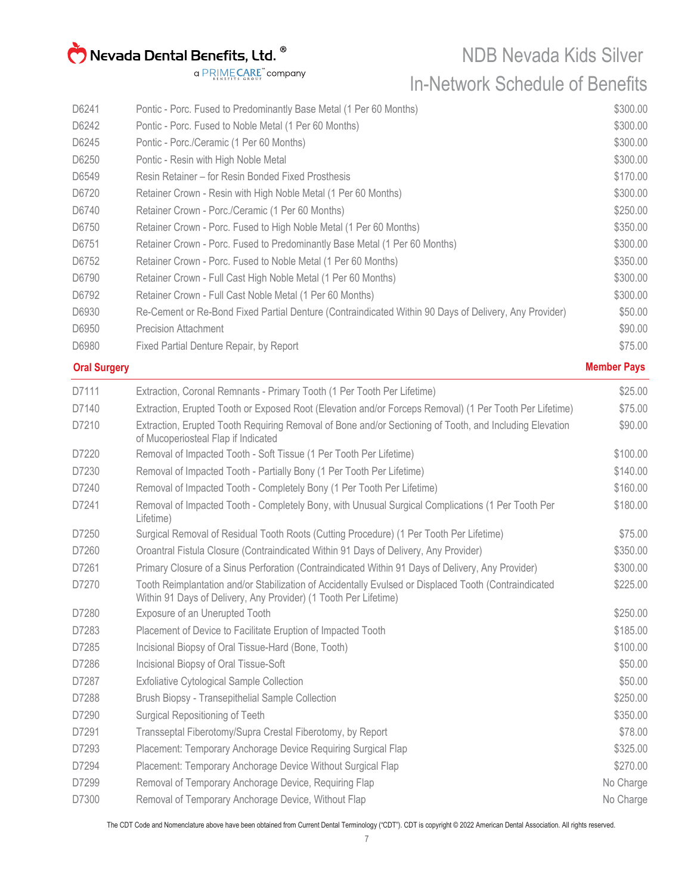| | | |
|---|---|---|
| D6241 | Pontic - Porc. Fused to Predominantly Base Metal (1 Per 60 Months) | $300.00 |
| D6242 | Pontic - Porc. Fused to Noble Metal (1 Per 60 Months) | $300.00 |
| D6245 | Pontic - Porc./Ceramic (1 Per 60 Months) | $300.00 |
| D6250 | Pontic - Resin with High Noble Metal | $300.00 |
| D6549 | Resin Retainer – for Resin Bonded Fixed Prosthesis | $170.00 |
| D6720 | Retainer Crown - Resin with High Noble Metal (1 Per 60 Months) | $300.00 |
| D6740 | Retainer Crown - Porc./Ceramic (1 Per 60 Months) | $250.00 |
| D6750 | Retainer Crown - Porc. Fused to High Noble Metal (1 Per 60 Months) | $350.00 |
| D6751 | Retainer Crown - Porc. Fused to Predominantly Base Metal (1 Per 60 Months) | $300.00 |
| D6752 | Retainer Crown - Porc. Fused to Noble Metal (1 Per 60 Months) | $350.00 |
| D6790 | Retainer Crown - Full Cast High Noble Metal (1 Per 60 Months) | $300.00 |
| D6792 | Retainer Crown - Full Cast Noble Metal (1 Per 60 Months) | $300.00 |
| D6930 | Re-Cement or Re-Bond Fixed Partial Denture (Contraindicated Within 90 Days of Delivery, Any Provider) | $50.00 |
| D6950 | Precision Attachment | $90.00 |
| D6980 | Fixed Partial Denture Repair, by Report | $75.00 |

## Oral Surgery

| | | Member Pays |
|---|---|---|
| D7111 | Extraction, Coronal Remnants - Primary Tooth (1 Per Tooth Per Lifetime) | $25.00 |
| D7140 | Extraction, Erupted Tooth or Exposed Root (Elevation and/or Forceps Removal) (1 Per Tooth Per Lifetime) | $75.00 |
| D7210 | Extraction, Erupted Tooth Requiring Removal of Bone and/or Sectioning of Tooth, and Including Elevation of Mucoperiosteal Flap if Indicated | $90.00 |
| D7220 | Removal of Impacted Tooth - Soft Tissue (1 Per Tooth Per Lifetime) | $100.00 |
| D7230 | Removal of Impacted Tooth - Partially Bony (1 Per Tooth Per Lifetime) | $140.00 |
| D7240 | Removal of Impacted Tooth - Completely Bony (1 Per Tooth Per Lifetime) | $160.00 |
| D7241 | Removal of Impacted Tooth - Completely Bony, with Unusual Surgical Complications (1 Per Tooth Per Lifetime) | $180.00 |
| D7250 | Surgical Removal of Residual Tooth Roots (Cutting Procedure) (1 Per Tooth Per Lifetime) | $75.00 |
| D7260 | Oroantral Fistula Closure (Contraindicated Within 91 Days of Delivery, Any Provider) | $350.00 |
| D7261 | Primary Closure of a Sinus Perforation (Contraindicated Within 91 Days of Delivery, Any Provider) | $300.00 |
| D7270 | Tooth Reimplantation and/or Stabilization of Accidentally Evulsed or Displaced Tooth (Contraindicated Within 91 Days of Delivery, Any Provider) (1 Tooth Per Lifetime) | $225.00 |
| D7280 | Exposure of an Unerupted Tooth | $250.00 |
| D7283 | Placement of Device to Facilitate Eruption of Impacted Tooth | $185.00 |
| D7285 | Incisional Biopsy of Oral Tissue-Hard (Bone, Tooth) | $100.00 |
| D7286 | Incisional Biopsy of Oral Tissue-Soft | $50.00 |
| D7287 | Exfoliative Cytological Sample Collection | $50.00 |
| D7288 | Brush Biopsy - Transepithelial Sample Collection | $250.00 |
| D7290 | Surgical Repositioning of Teeth | $350.00 |
| D7291 | Transseptal Fiberotomy/Supra Crestal Fiberotomy, by Report | $78.00 |
| D7293 | Placement: Temporary Anchorage Device Requiring Surgical Flap | $325.00 |
| D7294 | Placement: Temporary Anchorage Device Without Surgical Flap | $270.00 |
| D7299 | Removal of Temporary Anchorage Device, Requiring Flap | No Charge |
| D7300 | Removal of Temporary Anchorage Device, Without Flap | No Charge |

The CDT Code and Nomenclature above have been obtained from Current Dental Terminology ("CDT"). CDT is copyright © 2022 American Dental Association. All rights reserved.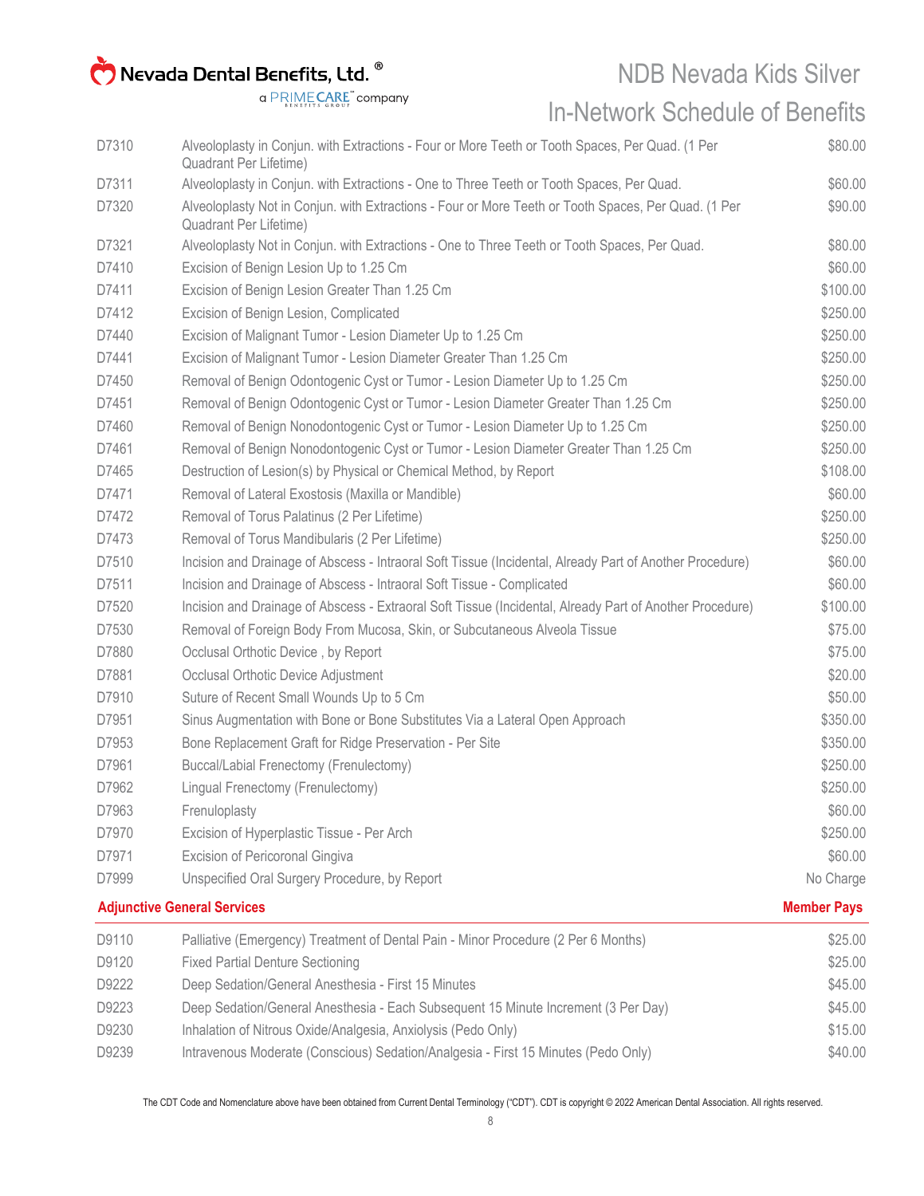| | | |
|---|---|---|
| D7310 | Alveoloplasty in Conjun. with Extractions - Four or More Teeth or Tooth Spaces, Per Quad. (1 Per Quadrant Per Lifetime) | $80.00 |
| D7311 | Alveoloplasty in Conjun. with Extractions - One to Three Teeth or Tooth Spaces, Per Quad. | $60.00 |
| D7320 | Alveoloplasty Not in Conjun. with Extractions - Four or More Teeth or Tooth Spaces, Per Quad. (1 Per Quadrant Per Lifetime) | $90.00 |
| D7321 | Alveoloplasty Not in Conjun. with Extractions - One to Three Teeth or Tooth Spaces, Per Quad. | $80.00 |
| D7410 | Excision of Benign Lesion Up to 1.25 Cm | $60.00 |
| D7411 | Excision of Benign Lesion Greater Than 1.25 Cm | $100.00 |
| D7412 | Excision of Benign Lesion, Complicated | $250.00 |
| D7440 | Excision of Malignant Tumor - Lesion Diameter Up to 1.25 Cm | $250.00 |
| D7441 | Excision of Malignant Tumor - Lesion Diameter Greater Than 1.25 Cm | $250.00 |
| D7450 | Removal of Benign Odontogenic Cyst or Tumor - Lesion Diameter Up to 1.25 Cm | $250.00 |
| D7451 | Removal of Benign Odontogenic Cyst or Tumor - Lesion Diameter Greater Than 1.25 Cm | $250.00 |
| D7460 | Removal of Benign Nonodontogenic Cyst or Tumor - Lesion Diameter Up to 1.25 Cm | $250.00 |
| D7461 | Removal of Benign Nonodontogenic Cyst or Tumor - Lesion Diameter Greater Than 1.25 Cm | $250.00 |
| D7465 | Destruction of Lesion(s) by Physical or Chemical Method, by Report | $108.00 |
| D7471 | Removal of Lateral Exostosis (Maxilla or Mandible) | $60.00 |
| D7472 | Removal of Torus Palatinus (2 Per Lifetime) | $250.00 |
| D7473 | Removal of Torus Mandibularis (2 Per Lifetime) | $250.00 |
| D7510 | Incision and Drainage of Abscess - Intraoral Soft Tissue (Incidental, Already Part of Another Procedure) | $60.00 |
| D7511 | Incision and Drainage of Abscess - Intraoral Soft Tissue - Complicated | $60.00 |
| D7520 | Incision and Drainage of Abscess - Extraoral Soft Tissue (Incidental, Already Part of Another Procedure) | $100.00 |
| D7530 | Removal of Foreign Body From Mucosa, Skin, or Subcutaneous Alveola Tissue | $75.00 |
| D7880 | Occlusal Orthotic Device , by Report | $75.00 |
| D7881 | Occlusal Orthotic Device Adjustment | $20.00 |
| D7910 | Suture of Recent Small Wounds Up to 5 Cm | $50.00 |
| D7951 | Sinus Augmentation with Bone or Bone Substitutes Via a Lateral Open Approach | $350.00 |
| D7953 | Bone Replacement Graft for Ridge Preservation - Per Site | $350.00 |
| D7961 | Buccal/Labial Frenectomy (Frenulectomy) | $250.00 |
| D7962 | Lingual Frenectomy (Frenulectomy) | $250.00 |
| D7963 | Frenuloplasty | $60.00 |
| D7970 | Excision of Hyperplastic Tissue - Per Arch | $250.00 |
| D7971 | Excision of Pericoronal Gingiva | $60.00 |
| D7999 | Unspecified Oral Surgery Procedure, by Report | No Charge |

| **Adjunctive General Services** | | **Member Pays** |
|---|---|---|
| D9110 | Palliative (Emergency) Treatment of Dental Pain - Minor Procedure (2 Per 6 Months) | $25.00 |
| D9120 | Fixed Partial Denture Sectioning | $25.00 |
| D9222 | Deep Sedation/General Anesthesia - First 15 Minutes | $45.00 |
| D9223 | Deep Sedation/General Anesthesia - Each Subsequent 15 Minute Increment (3 Per Day) | $45.00 |
| D9230 | Inhalation of Nitrous Oxide/Analgesia, Anxiolysis (Pedo Only) | $15.00 |
| D9239 | Intravenous Moderate (Conscious) Sedation/Analgesia - First 15 Minutes (Pedo Only) | $40.00 |

The CDT Code and Nomenclature above have been obtained from Current Dental Terminology ("CDT"). CDT is copyright © 2022 American Dental Association. All rights reserved.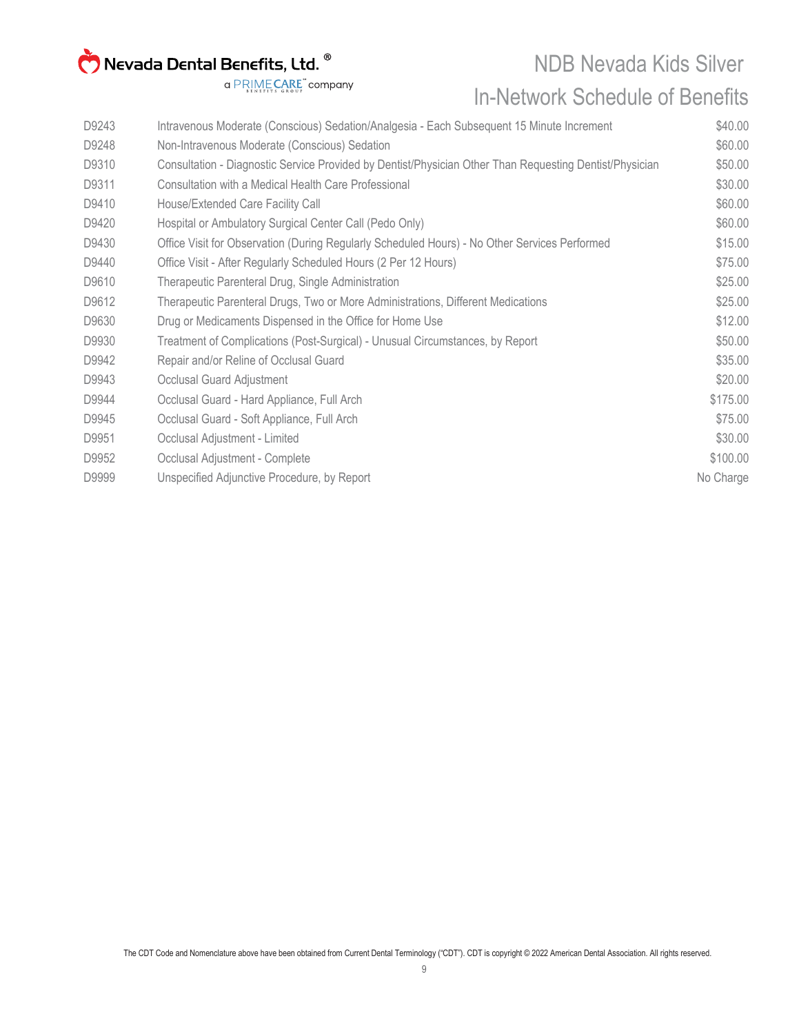| | | |
|---|---|---|
| D9243 | Intravenous Moderate (Conscious) Sedation/Analgesia - Each Subsequent 15 Minute Increment | $40.00 |
| D9248 | Non-Intravenous Moderate (Conscious) Sedation | $60.00 |
| D9310 | Consultation - Diagnostic Service Provided by Dentist/Physician Other Than Requesting Dentist/Physician | $50.00 |
| D9311 | Consultation with a Medical Health Care Professional | $30.00 |
| D9410 | House/Extended Care Facility Call | $60.00 |
| D9420 | Hospital or Ambulatory Surgical Center Call (Pedo Only) | $60.00 |
| D9430 | Office Visit for Observation (During Regularly Scheduled Hours) - No Other Services Performed | $15.00 |
| D9440 | Office Visit - After Regularly Scheduled Hours (2 Per 12 Hours) | $75.00 |
| D9610 | Therapeutic Parenteral Drug, Single Administration | $25.00 |
| D9612 | Therapeutic Parenteral Drugs, Two or More Administrations, Different Medications | $25.00 |
| D9630 | Drug or Medicaments Dispensed in the Office for Home Use | $12.00 |
| D9930 | Treatment of Complications (Post-Surgical) - Unusual Circumstances, by Report | $50.00 |
| D9942 | Repair and/or Reline of Occlusal Guard | $35.00 |
| D9943 | Occlusal Guard Adjustment | $20.00 |
| D9944 | Occlusal Guard - Hard Appliance, Full Arch | $175.00 |
| D9945 | Occlusal Guard - Soft Appliance, Full Arch | $75.00 |
| D9951 | Occlusal Adjustment - Limited | $30.00 |
| D9952 | Occlusal Adjustment - Complete | $100.00 |
| D9999 | Unspecified Adjunctive Procedure, by Report | No Charge |

The CDT Code and Nomenclature above have been obtained from Current Dental Terminology ("CDT"). CDT is copyright © 2022 American Dental Association. All rights reserved.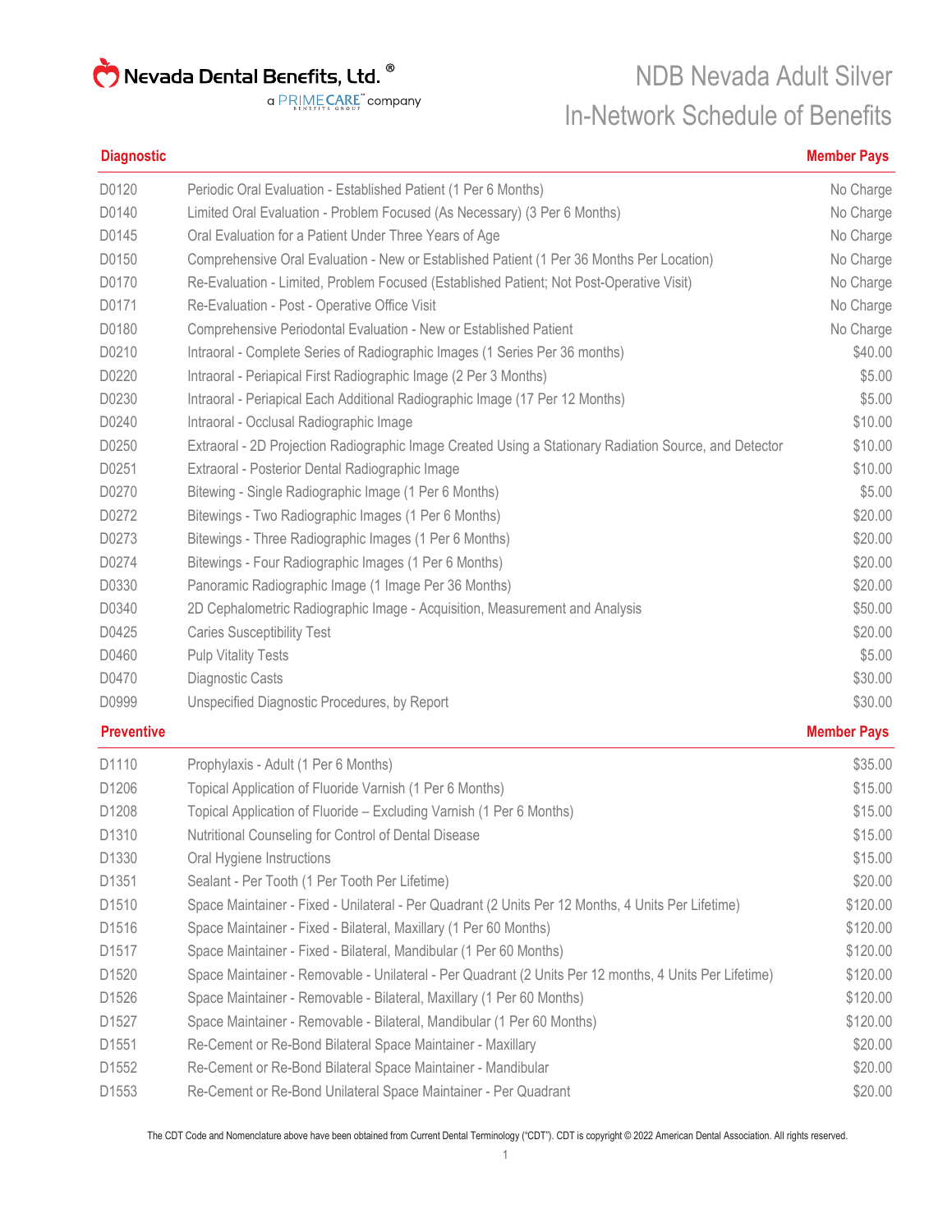**Nevada Dental Benefits, Ltd.®**
a PRIMECARE™ BENEFITS GROUP company

# NDB Nevada Adult Silver
# In-Network Schedule of Benefits

| Diagnostic | | Member Pays |
|---|---|---|
| D0120 | Periodic Oral Evaluation - Established Patient (1 Per 6 Months) | No Charge |
| D0140 | Limited Oral Evaluation - Problem Focused (As Necessary) (3 Per 6 Months) | No Charge |
| D0145 | Oral Evaluation for a Patient Under Three Years of Age | No Charge |
| D0150 | Comprehensive Oral Evaluation - New or Established Patient (1 Per 36 Months Per Location) | No Charge |
| D0170 | Re-Evaluation - Limited, Problem Focused (Established Patient; Not Post-Operative Visit) | No Charge |
| D0171 | Re-Evaluation - Post - Operative Office Visit | No Charge |
| D0180 | Comprehensive Periodontal Evaluation - New or Established Patient | No Charge |
| D0210 | Intraoral - Complete Series of Radiographic Images (1 Series Per 36 months) | $40.00 |
| D0220 | Intraoral - Periapical First Radiographic Image (2 Per 3 Months) | $5.00 |
| D0230 | Intraoral - Periapical Each Additional Radiographic Image (17 Per 12 Months) | $5.00 |
| D0240 | Intraoral - Occlusal Radiographic Image | $10.00 |
| D0250 | Extraoral - 2D Projection Radiographic Image Created Using a Stationary Radiation Source, and Detector | $10.00 |
| D0251 | Extraoral - Posterior Dental Radiographic Image | $10.00 |
| D0270 | Bitewing - Single Radiographic Image (1 Per 6 Months) | $5.00 |
| D0272 | Bitewings - Two Radiographic Images (1 Per 6 Months) | $20.00 |
| D0273 | Bitewings - Three Radiographic Images (1 Per 6 Months) | $20.00 |
| D0274 | Bitewings - Four Radiographic Images (1 Per 6 Months) | $20.00 |
| D0330 | Panoramic Radiographic Image (1 Image Per 36 Months) | $20.00 |
| D0340 | 2D Cephalometric Radiographic Image - Acquisition, Measurement and Analysis | $50.00 |
| D0425 | Caries Susceptibility Test | $20.00 |
| D0460 | Pulp Vitality Tests | $5.00 |
| D0470 | Diagnostic Casts | $30.00 |
| D0999 | Unspecified Diagnostic Procedures, by Report | $30.00 |

| Preventive | | Member Pays |
|---|---|---|
| D1110 | Prophylaxis - Adult (1 Per 6 Months) | $35.00 |
| D1206 | Topical Application of Fluoride Varnish (1 Per 6 Months) | $15.00 |
| D1208 | Topical Application of Fluoride – Excluding Varnish (1 Per 6 Months) | $15.00 |
| D1310 | Nutritional Counseling for Control of Dental Disease | $15.00 |
| D1330 | Oral Hygiene Instructions | $15.00 |
| D1351 | Sealant - Per Tooth (1 Per Tooth Per Lifetime) | $20.00 |
| D1510 | Space Maintainer - Fixed - Unilateral - Per Quadrant (2 Units Per 12 Months, 4 Units Per Lifetime) | $120.00 |
| D1516 | Space Maintainer - Fixed - Bilateral, Maxillary (1 Per 60 Months) | $120.00 |
| D1517 | Space Maintainer - Fixed - Bilateral, Mandibular (1 Per 60 Months) | $120.00 |
| D1520 | Space Maintainer - Removable - Unilateral - Per Quadrant (2 Units Per 12 months, 4 Units Per Lifetime) | $120.00 |
| D1526 | Space Maintainer - Removable - Bilateral, Maxillary (1 Per 60 Months) | $120.00 |
| D1527 | Space Maintainer - Removable - Bilateral, Mandibular (1 Per 60 Months) | $120.00 |
| D1551 | Re-Cement or Re-Bond Bilateral Space Maintainer - Maxillary | $20.00 |
| D1552 | Re-Cement or Re-Bond Bilateral Space Maintainer - Mandibular | $20.00 |
| D1553 | Re-Cement or Re-Bond Unilateral Space Maintainer - Per Quadrant | $20.00 |

The CDT Code and Nomenclature above have been obtained from Current Dental Terminology ("CDT"). CDT is copyright © 2022 American Dental Association. All rights reserved.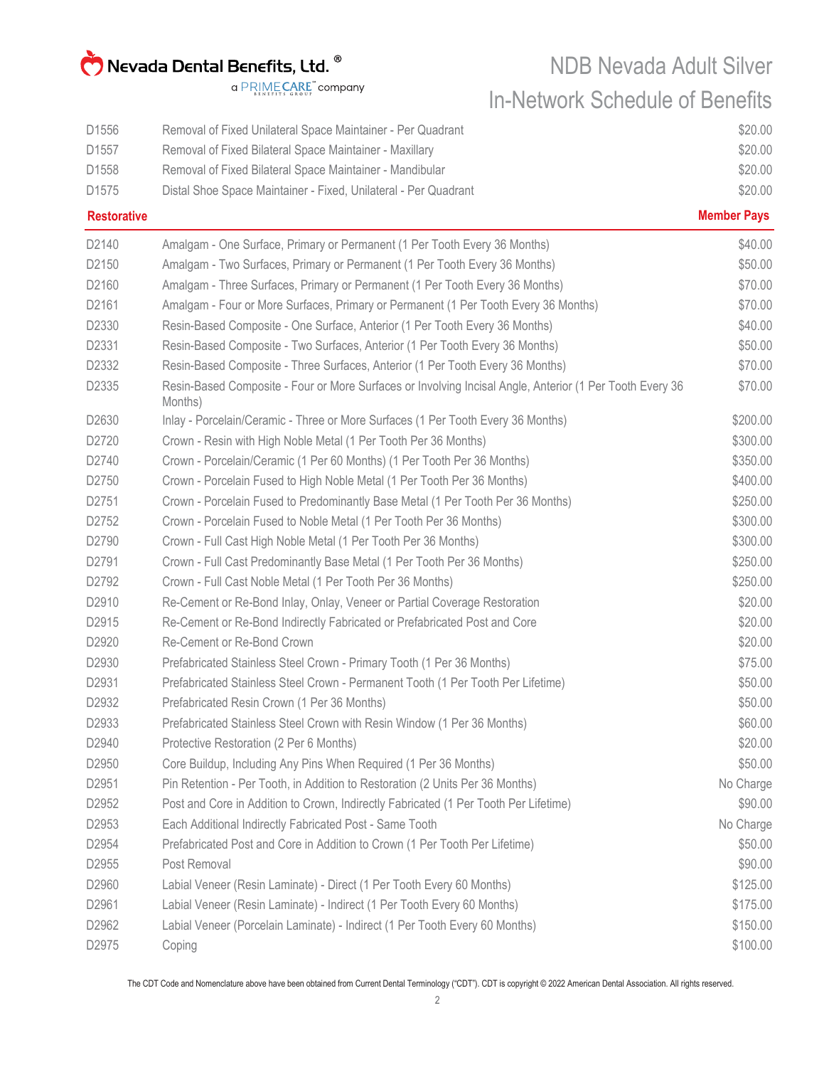| | | |
|---|---|---|
| D1556 | Removal of Fixed Unilateral Space Maintainer - Per Quadrant | $20.00 |
| D1557 | Removal of Fixed Bilateral Space Maintainer - Maxillary | $20.00 |
| D1558 | Removal of Fixed Bilateral Space Maintainer - Mandibular | $20.00 |
| D1575 | Distal Shoe Space Maintainer - Fixed, Unilateral - Per Quadrant | $20.00 |

## Restorative

| | | Member Pays |
|---|---|---|
| D2140 | Amalgam - One Surface, Primary or Permanent (1 Per Tooth Every 36 Months) | $40.00 |
| D2150 | Amalgam - Two Surfaces, Primary or Permanent (1 Per Tooth Every 36 Months) | $50.00 |
| D2160 | Amalgam - Three Surfaces, Primary or Permanent (1 Per Tooth Every 36 Months) | $70.00 |
| D2161 | Amalgam - Four or More Surfaces, Primary or Permanent (1 Per Tooth Every 36 Months) | $70.00 |
| D2330 | Resin-Based Composite - One Surface, Anterior (1 Per Tooth Every 36 Months) | $40.00 |
| D2331 | Resin-Based Composite - Two Surfaces, Anterior (1 Per Tooth Every 36 Months) | $50.00 |
| D2332 | Resin-Based Composite - Three Surfaces, Anterior (1 Per Tooth Every 36 Months) | $70.00 |
| D2335 | Resin-Based Composite - Four or More Surfaces or Involving Incisal Angle, Anterior (1 Per Tooth Every 36 Months) | $70.00 |
| D2630 | Inlay - Porcelain/Ceramic - Three or More Surfaces (1 Per Tooth Every 36 Months) | $200.00 |
| D2720 | Crown - Resin with High Noble Metal (1 Per Tooth Per 36 Months) | $300.00 |
| D2740 | Crown - Porcelain/Ceramic (1 Per 60 Months) (1 Per Tooth Per 36 Months) | $350.00 |
| D2750 | Crown - Porcelain Fused to High Noble Metal (1 Per Tooth Per 36 Months) | $400.00 |
| D2751 | Crown - Porcelain Fused to Predominantly Base Metal (1 Per Tooth Per 36 Months) | $250.00 |
| D2752 | Crown - Porcelain Fused to Noble Metal (1 Per Tooth Per 36 Months) | $300.00 |
| D2790 | Crown - Full Cast High Noble Metal (1 Per Tooth Per 36 Months) | $300.00 |
| D2791 | Crown - Full Cast Predominantly Base Metal (1 Per Tooth Per 36 Months) | $250.00 |
| D2792 | Crown - Full Cast Noble Metal (1 Per Tooth Per 36 Months) | $250.00 |
| D2910 | Re-Cement or Re-Bond Inlay, Onlay, Veneer or Partial Coverage Restoration | $20.00 |
| D2915 | Re-Cement or Re-Bond Indirectly Fabricated or Prefabricated Post and Core | $20.00 |
| D2920 | Re-Cement or Re-Bond Crown | $20.00 |
| D2930 | Prefabricated Stainless Steel Crown - Primary Tooth (1 Per 36 Months) | $75.00 |
| D2931 | Prefabricated Stainless Steel Crown - Permanent Tooth (1 Per Tooth Per Lifetime) | $50.00 |
| D2932 | Prefabricated Resin Crown (1 Per 36 Months) | $50.00 |
| D2933 | Prefabricated Stainless Steel Crown with Resin Window (1 Per 36 Months) | $60.00 |
| D2940 | Protective Restoration (2 Per 6 Months) | $20.00 |
| D2950 | Core Buildup, Including Any Pins When Required (1 Per 36 Months) | $50.00 |
| D2951 | Pin Retention - Per Tooth, in Addition to Restoration (2 Units Per 36 Months) | No Charge |
| D2952 | Post and Core in Addition to Crown, Indirectly Fabricated (1 Per Tooth Per Lifetime) | $90.00 |
| D2953 | Each Additional Indirectly Fabricated Post - Same Tooth | No Charge |
| D2954 | Prefabricated Post and Core in Addition to Crown (1 Per Tooth Per Lifetime) | $50.00 |
| D2955 | Post Removal | $90.00 |
| D2960 | Labial Veneer (Resin Laminate) - Direct (1 Per Tooth Every 60 Months) | $125.00 |
| D2961 | Labial Veneer (Resin Laminate) - Indirect (1 Per Tooth Every 60 Months) | $175.00 |
| D2962 | Labial Veneer (Porcelain Laminate) - Indirect (1 Per Tooth Every 60 Months) | $150.00 |
| D2975 | Coping | $100.00 |

The CDT Code and Nomenclature above have been obtained from Current Dental Terminology ("CDT"). CDT is copyright © 2022 American Dental Association. All rights reserved.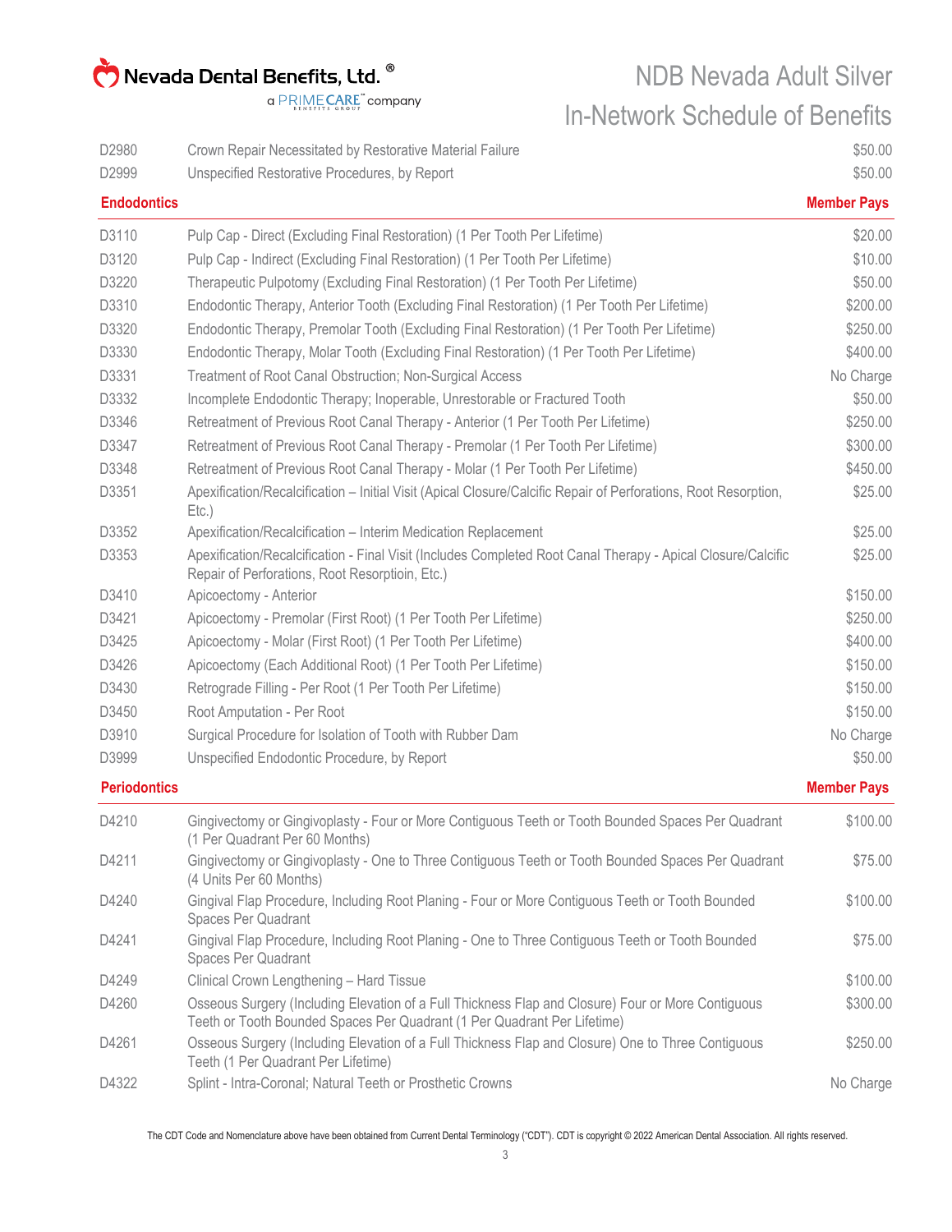| | | |
|---|---|---|
| D2980 | Crown Repair Necessitated by Restorative Material Failure | $50.00 |
| D2999 | Unspecified Restorative Procedures, by Report | $50.00 |

| **Endodontics** | | **Member Pays** |
|---|---|---|
| D3110 | Pulp Cap - Direct (Excluding Final Restoration) (1 Per Tooth Per Lifetime) | $20.00 |
| D3120 | Pulp Cap - Indirect (Excluding Final Restoration) (1 Per Tooth Per Lifetime) | $10.00 |
| D3220 | Therapeutic Pulpotomy (Excluding Final Restoration) (1 Per Tooth Per Lifetime) | $50.00 |
| D3310 | Endodontic Therapy, Anterior Tooth (Excluding Final Restoration) (1 Per Tooth Per Lifetime) | $200.00 |
| D3320 | Endodontic Therapy, Premolar Tooth (Excluding Final Restoration) (1 Per Tooth Per Lifetime) | $250.00 |
| D3330 | Endodontic Therapy, Molar Tooth (Excluding Final Restoration) (1 Per Tooth Per Lifetime) | $400.00 |
| D3331 | Treatment of Root Canal Obstruction; Non-Surgical Access | No Charge |
| D3332 | Incomplete Endodontic Therapy; Inoperable, Unrestorable or Fractured Tooth | $50.00 |
| D3346 | Retreatment of Previous Root Canal Therapy - Anterior (1 Per Tooth Per Lifetime) | $250.00 |
| D3347 | Retreatment of Previous Root Canal Therapy - Premolar (1 Per Tooth Per Lifetime) | $300.00 |
| D3348 | Retreatment of Previous Root Canal Therapy - Molar (1 Per Tooth Per Lifetime) | $450.00 |
| D3351 | Apexification/Recalcification – Initial Visit (Apical Closure/Calcific Repair of Perforations, Root Resorption, Etc.) | $25.00 |
| D3352 | Apexification/Recalcification – Interim Medication Replacement | $25.00 |
| D3353 | Apexification/Recalcification - Final Visit (Includes Completed Root Canal Therapy - Apical Closure/Calcific Repair of Perforations, Root Resorptioin, Etc.) | $25.00 |
| D3410 | Apicoectomy - Anterior | $150.00 |
| D3421 | Apicoectomy - Premolar (First Root) (1 Per Tooth Per Lifetime) | $250.00 |
| D3425 | Apicoectomy - Molar (First Root) (1 Per Tooth Per Lifetime) | $400.00 |
| D3426 | Apicoectomy (Each Additional Root) (1 Per Tooth Per Lifetime) | $150.00 |
| D3430 | Retrograde Filling - Per Root (1 Per Tooth Per Lifetime) | $150.00 |
| D3450 | Root Amputation - Per Root | $150.00 |
| D3910 | Surgical Procedure for Isolation of Tooth with Rubber Dam | No Charge |
| D3999 | Unspecified Endodontic Procedure, by Report | $50.00 |

| **Periodontics** | | **Member Pays** |
|---|---|---|
| D4210 | Gingivectomy or Gingivoplasty - Four or More Contiguous Teeth or Tooth Bounded Spaces Per Quadrant (1 Per Quadrant Per 60 Months) | $100.00 |
| D4211 | Gingivectomy or Gingivoplasty - One to Three Contiguous Teeth or Tooth Bounded Spaces Per Quadrant (4 Units Per 60 Months) | $75.00 |
| D4240 | Gingival Flap Procedure, Including Root Planing - Four or More Contiguous Teeth or Tooth Bounded Spaces Per Quadrant | $100.00 |
| D4241 | Gingival Flap Procedure, Including Root Planing - One to Three Contiguous Teeth or Tooth Bounded Spaces Per Quadrant | $75.00 |
| D4249 | Clinical Crown Lengthening – Hard Tissue | $100.00 |
| D4260 | Osseous Surgery (Including Elevation of a Full Thickness Flap and Closure) Four or More Contiguous Teeth or Tooth Bounded Spaces Per Quadrant (1 Per Quadrant Per Lifetime) | $300.00 |
| D4261 | Osseous Surgery (Including Elevation of a Full Thickness Flap and Closure) One to Three Contiguous Teeth (1 Per Quadrant Per Lifetime) | $250.00 |
| D4322 | Splint - Intra-Coronal; Natural Teeth or Prosthetic Crowns | No Charge |

The CDT Code and Nomenclature above have been obtained from Current Dental Terminology ("CDT"). CDT is copyright © 2022 American Dental Association. All rights reserved.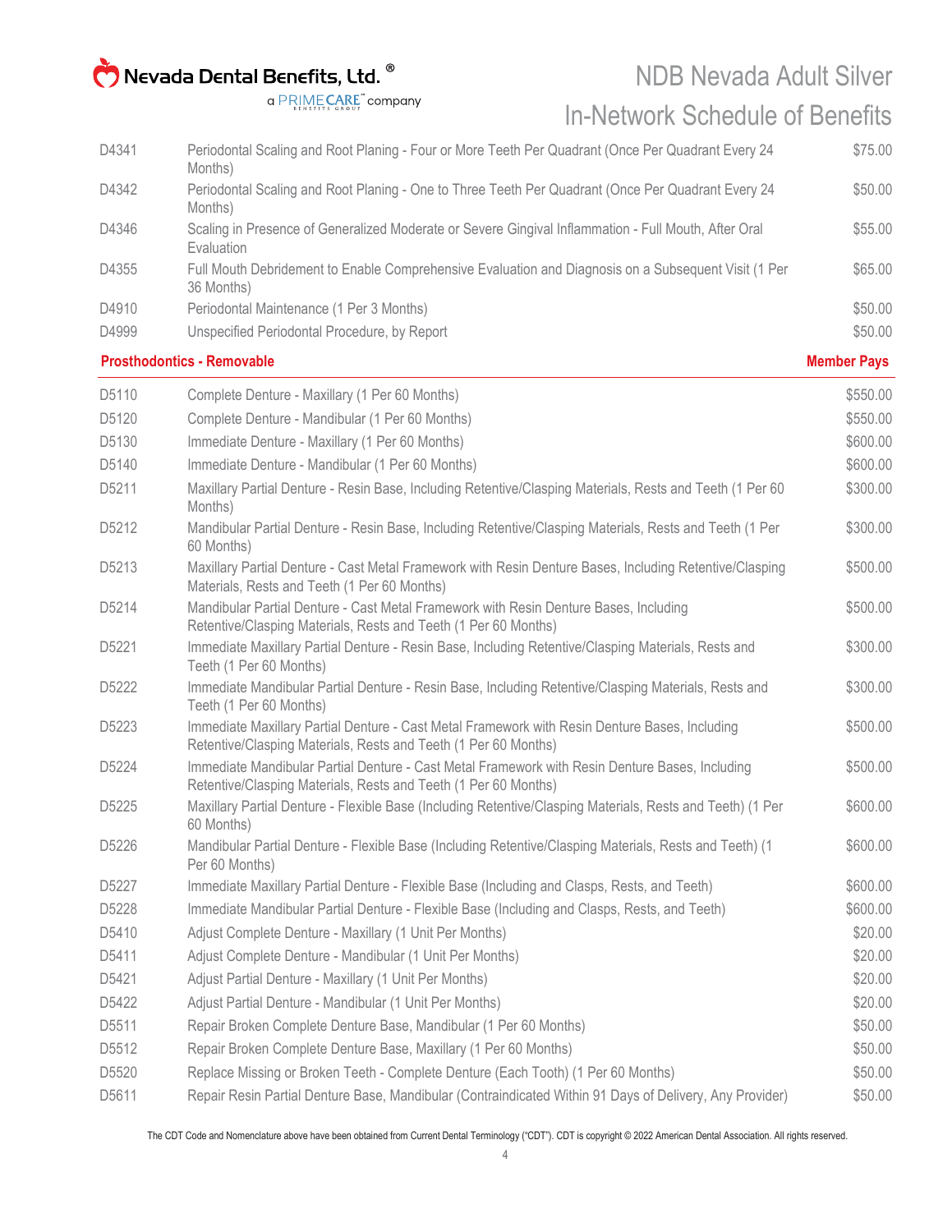| | | |
|---|---|---|
| D4341 | Periodontal Scaling and Root Planing - Four or More Teeth Per Quadrant (Once Per Quadrant Every 24 Months) | $75.00 |
| D4342 | Periodontal Scaling and Root Planing - One to Three Teeth Per Quadrant (Once Per Quadrant Every 24 Months) | $50.00 |
| D4346 | Scaling in Presence of Generalized Moderate or Severe Gingival Inflammation - Full Mouth, After Oral Evaluation | $55.00 |
| D4355 | Full Mouth Debridement to Enable Comprehensive Evaluation and Diagnosis on a Subsequent Visit (1 Per 36 Months) | $65.00 |
| D4910 | Periodontal Maintenance (1 Per 3 Months) | $50.00 |
| D4999 | Unspecified Periodontal Procedure, by Report | $50.00 |

| **Prosthodontics - Removable** | | **Member Pays** |
|---|---|---|
| D5110 | Complete Denture - Maxillary (1 Per 60 Months) | $550.00 |
| D5120 | Complete Denture - Mandibular (1 Per 60 Months) | $550.00 |
| D5130 | Immediate Denture - Maxillary (1 Per 60 Months) | $600.00 |
| D5140 | Immediate Denture - Mandibular (1 Per 60 Months) | $600.00 |
| D5211 | Maxillary Partial Denture - Resin Base, Including Retentive/Clasping Materials, Rests and Teeth (1 Per 60 Months) | $300.00 |
| D5212 | Mandibular Partial Denture - Resin Base, Including Retentive/Clasping Materials, Rests and Teeth (1 Per 60 Months) | $300.00 |
| D5213 | Maxillary Partial Denture - Cast Metal Framework with Resin Denture Bases, Including Retentive/Clasping Materials, Rests and Teeth (1 Per 60 Months) | $500.00 |
| D5214 | Mandibular Partial Denture - Cast Metal Framework with Resin Denture Bases, Including Retentive/Clasping Materials, Rests and Teeth (1 Per 60 Months) | $500.00 |
| D5221 | Immediate Maxillary Partial Denture - Resin Base, Including Retentive/Clasping Materials, Rests and Teeth (1 Per 60 Months) | $300.00 |
| D5222 | Immediate Mandibular Partial Denture - Resin Base, Including Retentive/Clasping Materials, Rests and Teeth (1 Per 60 Months) | $300.00 |
| D5223 | Immediate Maxillary Partial Denture - Cast Metal Framework with Resin Denture Bases, Including Retentive/Clasping Materials, Rests and Teeth (1 Per 60 Months) | $500.00 |
| D5224 | Immediate Mandibular Partial Denture - Cast Metal Framework with Resin Denture Bases, Including Retentive/Clasping Materials, Rests and Teeth (1 Per 60 Months) | $500.00 |
| D5225 | Maxillary Partial Denture - Flexible Base (Including Retentive/Clasping Materials, Rests and Teeth) (1 Per 60 Months) | $600.00 |
| D5226 | Mandibular Partial Denture - Flexible Base (Including Retentive/Clasping Materials, Rests and Teeth) (1 Per 60 Months) | $600.00 |
| D5227 | Immediate Maxillary Partial Denture - Flexible Base (Including and Clasps, Rests, and Teeth) | $600.00 |
| D5228 | Immediate Mandibular Partial Denture - Flexible Base (Including and Clasps, Rests, and Teeth) | $600.00 |
| D5410 | Adjust Complete Denture - Maxillary (1 Unit Per Months) | $20.00 |
| D5411 | Adjust Complete Denture - Mandibular (1 Unit Per Months) | $20.00 |
| D5421 | Adjust Partial Denture - Maxillary (1 Unit Per Months) | $20.00 |
| D5422 | Adjust Partial Denture - Mandibular (1 Unit Per Months) | $20.00 |
| D5511 | Repair Broken Complete Denture Base, Mandibular (1 Per 60 Months) | $50.00 |
| D5512 | Repair Broken Complete Denture Base, Maxillary (1 Per 60 Months) | $50.00 |
| D5520 | Replace Missing or Broken Teeth - Complete Denture (Each Tooth) (1 Per 60 Months) | $50.00 |
| D5611 | Repair Resin Partial Denture Base, Mandibular (Contraindicated Within 91 Days of Delivery, Any Provider) | $50.00 |

The CDT Code and Nomenclature above have been obtained from Current Dental Terminology ("CDT"). CDT is copyright © 2022 American Dental Association. All rights reserved.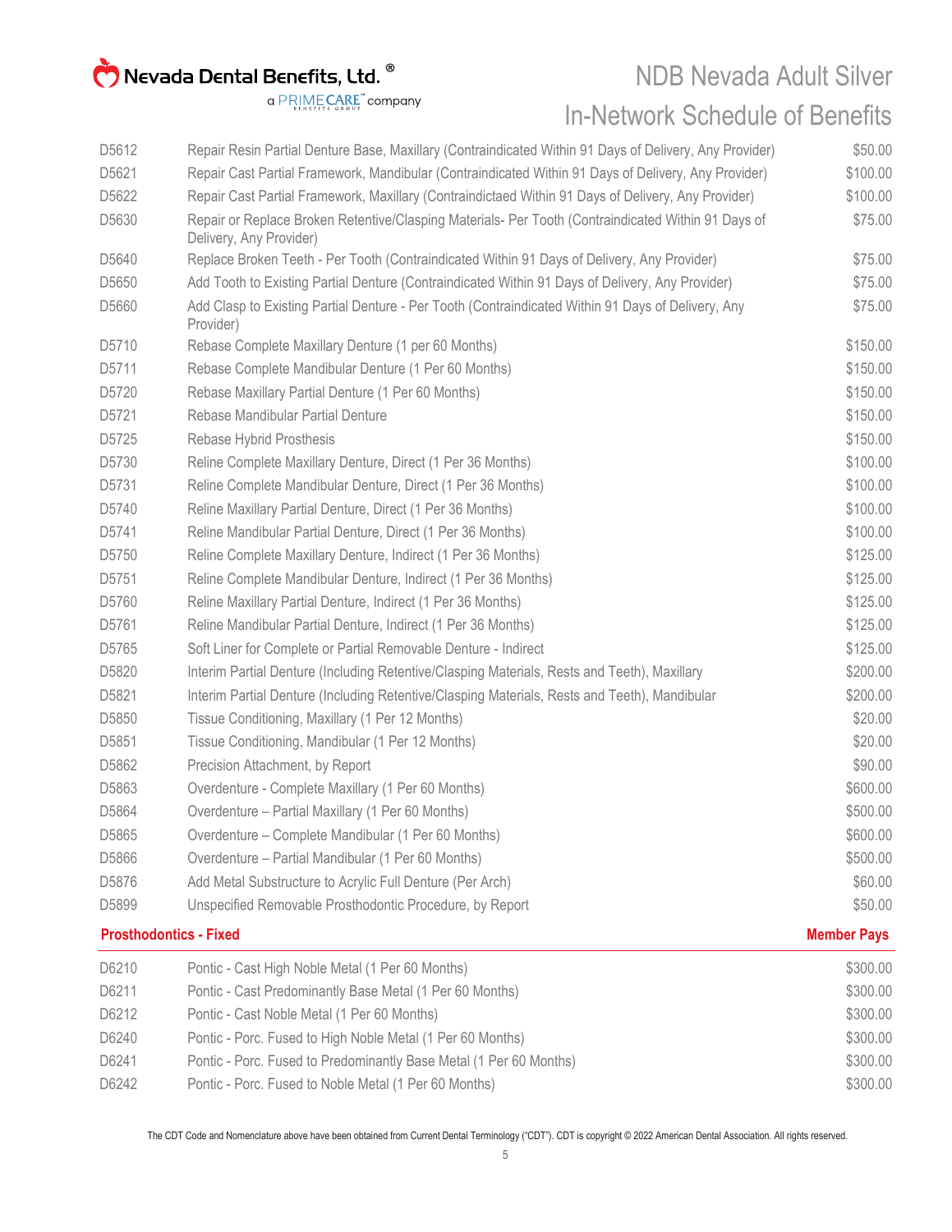| | | |
|---|---|---|
| D5612 | Repair Resin Partial Denture Base, Maxillary (Contraindicated Within 91 Days of Delivery, Any Provider) | $50.00 |
| D5621 | Repair Cast Partial Framework, Mandibular (Contraindicated Within 91 Days of Delivery, Any Provider) | $100.00 |
| D5622 | Repair Cast Partial Framework, Maxillary (Contraindictaed Within 91 Days of Delivery, Any Provider) | $100.00 |
| D5630 | Repair or Replace Broken Retentive/Clasping Materials- Per Tooth (Contraindicated Within 91 Days of Delivery, Any Provider) | $75.00 |
| D5640 | Replace Broken Teeth - Per Tooth (Contraindicated Within 91 Days of Delivery, Any Provider) | $75.00 |
| D5650 | Add Tooth to Existing Partial Denture (Contraindicated Within 91 Days of Delivery, Any Provider) | $75.00 |
| D5660 | Add Clasp to Existing Partial Denture - Per Tooth (Contraindicated Within 91 Days of Delivery, Any Provider) | $75.00 |
| D5710 | Rebase Complete Maxillary Denture (1 per 60 Months) | $150.00 |
| D5711 | Rebase Complete Mandibular Denture (1 Per 60 Months) | $150.00 |
| D5720 | Rebase Maxillary Partial Denture (1 Per 60 Months) | $150.00 |
| D5721 | Rebase Mandibular Partial Denture | $150.00 |
| D5725 | Rebase Hybrid Prosthesis | $150.00 |
| D5730 | Reline Complete Maxillary Denture, Direct (1 Per 36 Months) | $100.00 |
| D5731 | Reline Complete Mandibular Denture, Direct (1 Per 36 Months) | $100.00 |
| D5740 | Reline Maxillary Partial Denture, Direct (1 Per 36 Months) | $100.00 |
| D5741 | Reline Mandibular Partial Denture, Direct (1 Per 36 Months) | $100.00 |
| D5750 | Reline Complete Maxillary Denture, Indirect (1 Per 36 Months) | $125.00 |
| D5751 | Reline Complete Mandibular Denture, Indirect (1 Per 36 Months) | $125.00 |
| D5760 | Reline Maxillary Partial Denture, Indirect (1 Per 36 Months) | $125.00 |
| D5761 | Reline Mandibular Partial Denture, Indirect (1 Per 36 Months) | $125.00 |
| D5765 | Soft Liner for Complete or Partial Removable Denture - Indirect | $125.00 |
| D5820 | Interim Partial Denture (Including Retentive/Clasping Materials, Rests and Teeth), Maxillary | $200.00 |
| D5821 | Interim Partial Denture (Including Retentive/Clasping Materials, Rests and Teeth), Mandibular | $200.00 |
| D5850 | Tissue Conditioning, Maxillary (1 Per 12 Months) | $20.00 |
| D5851 | Tissue Conditioning, Mandibular (1 Per 12 Months) | $20.00 |
| D5862 | Precision Attachment, by Report | $90.00 |
| D5863 | Overdenture - Complete Maxillary (1 Per 60 Months) | $600.00 |
| D5864 | Overdenture – Partial Maxillary (1 Per 60 Months) | $500.00 |
| D5865 | Overdenture – Complete Mandibular (1 Per 60 Months) | $600.00 |
| D5866 | Overdenture – Partial Mandibular (1 Per 60 Months) | $500.00 |
| D5876 | Add Metal Substructure to Acrylic Full Denture (Per Arch) | $60.00 |
| D5899 | Unspecified Removable Prosthodontic Procedure, by Report | $50.00 |

| **Prosthodontics - Fixed** | | **Member Pays** |
|---|---|---|
| D6210 | Pontic - Cast High Noble Metal (1 Per 60 Months) | $300.00 |
| D6211 | Pontic - Cast Predominantly Base Metal (1 Per 60 Months) | $300.00 |
| D6212 | Pontic - Cast Noble Metal (1 Per 60 Months) | $300.00 |
| D6240 | Pontic - Porc. Fused to High Noble Metal (1 Per 60 Months) | $300.00 |
| D6241 | Pontic - Porc. Fused to Predominantly Base Metal (1 Per 60 Months) | $300.00 |
| D6242 | Pontic - Porc. Fused to Noble Metal (1 Per 60 Months) | $300.00 |

The CDT Code and Nomenclature above have been obtained from Current Dental Terminology ("CDT"). CDT is copyright © 2022 American Dental Association. All rights reserved.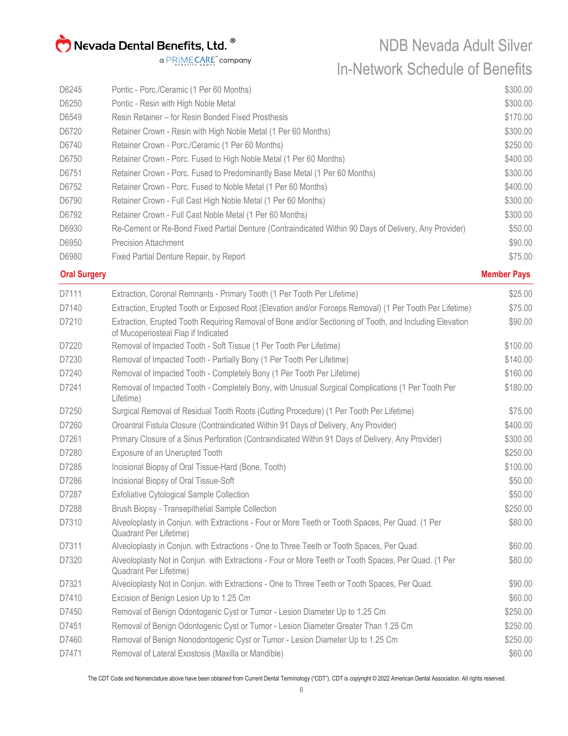| | | |
|---|---|---|
| D6245 | Pontic - Porc./Ceramic (1 Per 60 Months) | $300.00 |
| D6250 | Pontic - Resin with High Noble Metal | $300.00 |
| D6549 | Resin Retainer – for Resin Bonded Fixed Prosthesis | $170.00 |
| D6720 | Retainer Crown - Resin with High Noble Metal (1 Per 60 Months) | $300.00 |
| D6740 | Retainer Crown - Porc./Ceramic (1 Per 60 Months) | $250.00 |
| D6750 | Retainer Crown - Porc. Fused to High Noble Metal (1 Per 60 Months) | $400.00 |
| D6751 | Retainer Crown - Porc. Fused to Predominantly Base Metal (1 Per 60 Months) | $300.00 |
| D6752 | Retainer Crown - Porc. Fused to Noble Metal (1 Per 60 Months) | $400.00 |
| D6790 | Retainer Crown - Full Cast High Noble Metal (1 Per 60 Months) | $300.00 |
| D6792 | Retainer Crown - Full Cast Noble Metal (1 Per 60 Months) | $300.00 |
| D6930 | Re-Cement or Re-Bond Fixed Partial Denture (Contraindicated Within 90 Days of Delivery, Any Provider) | $50.00 |
| D6950 | Precision Attachment | $90.00 |
| D6980 | Fixed Partial Denture Repair, by Report | $75.00 |

| **Oral Surgery** | | **Member Pays** |
|---|---|---|
| D7111 | Extraction, Coronal Remnants - Primary Tooth (1 Per Tooth Per Lifetime) | $25.00 |
| D7140 | Extraction, Erupted Tooth or Exposed Root (Elevation and/or Forceps Removal) (1 Per Tooth Per Lifetime) | $75.00 |
| D7210 | Extraction, Erupted Tooth Requiring Removal of Bone and/or Sectioning of Tooth, and Including Elevation of Mucoperiosteal Flap if Indicated | $90.00 |
| D7220 | Removal of Impacted Tooth - Soft Tissue (1 Per Tooth Per Lifetime) | $100.00 |
| D7230 | Removal of Impacted Tooth - Partially Bony (1 Per Tooth Per Lifetime) | $140.00 |
| D7240 | Removal of Impacted Tooth - Completely Bony (1 Per Tooth Per Lifetime) | $160.00 |
| D7241 | Removal of Impacted Tooth - Completely Bony, with Unusual Surgical Complications (1 Per Tooth Per Lifetime) | $180.00 |
| D7250 | Surgical Removal of Residual Tooth Roots (Cutting Procedure) (1 Per Tooth Per Lifetime) | $75.00 |
| D7260 | Oroantral Fistula Closure (Contraindicated Within 91 Days of Delivery, Any Provider) | $400.00 |
| D7261 | Primary Closure of a Sinus Perforation (Contraindicated Within 91 Days of Delivery, Any Provider) | $300.00 |
| D7280 | Exposure of an Unerupted Tooth | $250.00 |
| D7285 | Incisional Biopsy of Oral Tissue-Hard (Bone, Tooth) | $100.00 |
| D7286 | Incisional Biopsy of Oral Tissue-Soft | $50.00 |
| D7287 | Exfoliative Cytological Sample Collection | $50.00 |
| D7288 | Brush Biopsy - Transepithelial Sample Collection | $250.00 |
| D7310 | Alveoloplasty in Conjun. with Extractions - Four or More Teeth or Tooth Spaces, Per Quad. (1 Per Quadrant Per Lifetime) | $80.00 |
| D7311 | Alveoloplasty in Conjun. with Extractions - One to Three Teeth or Tooth Spaces, Per Quad. | $60.00 |
| D7320 | Alveoloplasty Not in Conjun. with Extractions - Four or More Teeth or Tooth Spaces, Per Quad. (1 Per Quadrant Per Lifetime) | $80.00 |
| D7321 | Alveoloplasty Not in Conjun. with Extractions - One to Three Teeth or Tooth Spaces, Per Quad. | $90.00 |
| D7410 | Excision of Benign Lesion Up to 1.25 Cm | $60.00 |
| D7450 | Removal of Benign Odontogenic Cyst or Tumor - Lesion Diameter Up to 1.25 Cm | $250.00 |
| D7451 | Removal of Benign Odontogenic Cyst or Tumor - Lesion Diameter Greater Than 1.25 Cm | $250.00 |
| D7460 | Removal of Benign Nonodontogenic Cyst or Tumor - Lesion Diameter Up to 1.25 Cm | $250.00 |
| D7471 | Removal of Lateral Exostosis (Maxilla or Mandible) | $60.00 |

The CDT Code and Nomenclature above have been obtained from Current Dental Terminology ("CDT"). CDT is copyright © 2022 American Dental Association. All rights reserved.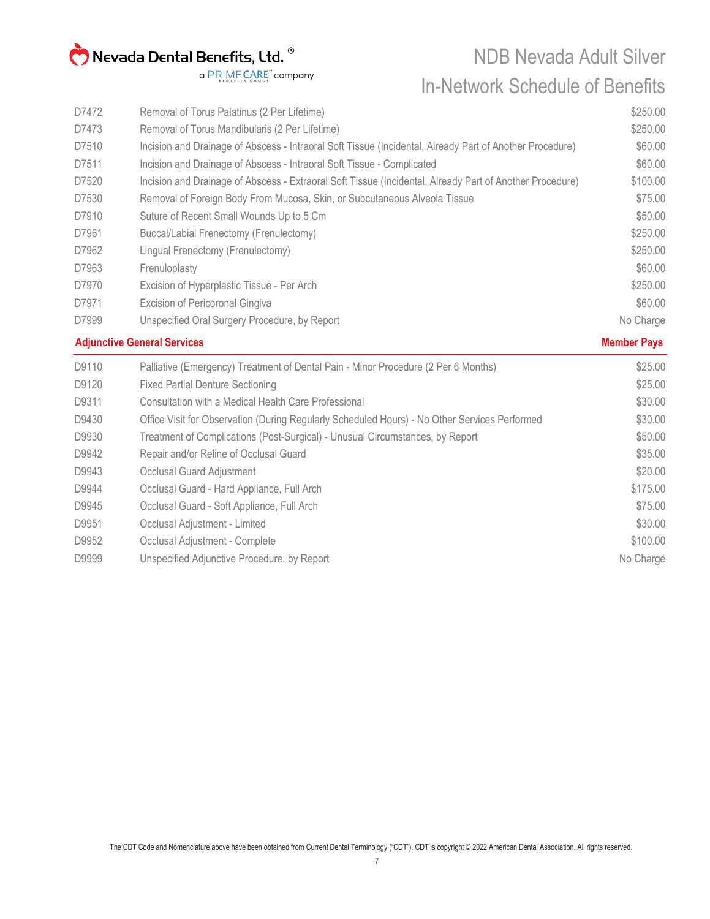| | | |
|---|---|---|
| D7472 | Removal of Torus Palatinus (2 Per Lifetime) | $250.00 |
| D7473 | Removal of Torus Mandibularis (2 Per Lifetime) | $250.00 |
| D7510 | Incision and Drainage of Abscess - Intraoral Soft Tissue (Incidental, Already Part of Another Procedure) | $60.00 |
| D7511 | Incision and Drainage of Abscess - Intraoral Soft Tissue - Complicated | $60.00 |
| D7520 | Incision and Drainage of Abscess - Extraoral Soft Tissue (Incidental, Already Part of Another Procedure) | $100.00 |
| D7530 | Removal of Foreign Body From Mucosa, Skin, or Subcutaneous Alveola Tissue | $75.00 |
| D7910 | Suture of Recent Small Wounds Up to 5 Cm | $50.00 |
| D7961 | Buccal/Labial Frenectomy (Frenulectomy) | $250.00 |
| D7962 | Lingual Frenectomy (Frenulectomy) | $250.00 |
| D7963 | Frenuloplasty | $60.00 |
| D7970 | Excision of Hyperplastic Tissue - Per Arch | $250.00 |
| D7971 | Excision of Pericoronal Gingiva | $60.00 |
| D7999 | Unspecified Oral Surgery Procedure, by Report | No Charge |

## Adjunctive General Services

| | Adjunctive General Services | Member Pays |
|---|---|---|
| D9110 | Palliative (Emergency) Treatment of Dental Pain - Minor Procedure (2 Per 6 Months) | $25.00 |
| D9120 | Fixed Partial Denture Sectioning | $25.00 |
| D9311 | Consultation with a Medical Health Care Professional | $30.00 |
| D9430 | Office Visit for Observation (During Regularly Scheduled Hours) - No Other Services Performed | $30.00 |
| D9930 | Treatment of Complications (Post-Surgical) - Unusual Circumstances, by Report | $50.00 |
| D9942 | Repair and/or Reline of Occlusal Guard | $35.00 |
| D9943 | Occlusal Guard Adjustment | $20.00 |
| D9944 | Occlusal Guard - Hard Appliance, Full Arch | $175.00 |
| D9945 | Occlusal Guard - Soft Appliance, Full Arch | $75.00 |
| D9951 | Occlusal Adjustment - Limited | $30.00 |
| D9952 | Occlusal Adjustment - Complete | $100.00 |
| D9999 | Unspecified Adjunctive Procedure, by Report | No Charge |

The CDT Code and Nomenclature above have been obtained from Current Dental Terminology ("CDT"). CDT is copyright © 2022 American Dental Association. All rights reserved.